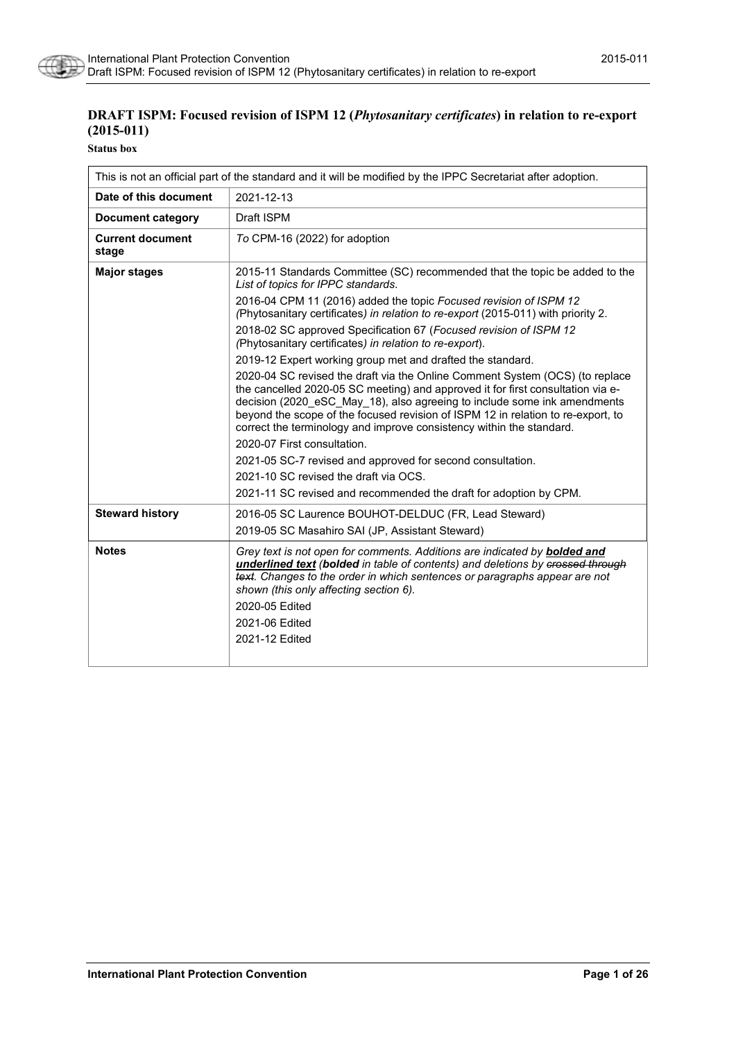# DRAFT ISPM: Focused revision of ISPM 12 (*Phytosanitary certificates*) in relation to re-export (2015-011)

**Status box**

| This is not an official part of the standard and it will be modified by the IPPC Secretariat after adoption. | |
|---|---|
| **Date of this document** | 2021-12-13 |
| **Document category** | Draft ISPM |
| **Current document stage** | *To* CPM-16 (2022) for adoption |
| **Major stages** | 2015-11 Standards Committee (SC) recommended that the topic be added to the *List of topics for IPPC standards*.<br>2016-04 CPM 11 (2016) added the topic *Focused revision of ISPM 12 (*Phytosanitary certificates*) in relation to re-export* (2015-011) with priority 2.<br>2018-02 SC approved Specification 67 (*Focused revision of ISPM 12 (*Phytosanitary certificates*) in relation to re-export*).<br>2019-12 Expert working group met and drafted the standard.<br>2020-04 SC revised the draft via the Online Comment System (OCS) (to replace the cancelled 2020-05 SC meeting) and approved it for first consultation via e-decision (2020_eSC_May_18), also agreeing to include some ink amendments beyond the scope of the focused revision of ISPM 12 in relation to re-export, to correct the terminology and improve consistency within the standard.<br>2020-07 First consultation.<br>2021-05 SC-7 revised and approved for second consultation.<br>2021-10 SC revised the draft via OCS.<br>2021-11 SC revised and recommended the draft for adoption by CPM. |
| **Steward history** | 2016-05 SC Laurence BOUHOT-DELDUC (FR, Lead Steward)<br>2019-05 SC Masahiro SAI (JP, Assistant Steward) |
| **Notes** | *Grey text is not open for comments. Additions are indicated by **bolded and underlined text** (**bolded** in table of contents) and deletions by ~~crossed through text~~. Changes to the order in which sentences or paragraphs appear are not shown (this only affecting section 6).*<br>2020-05 Edited<br>2021-06 Edited<br>2021-12 Edited |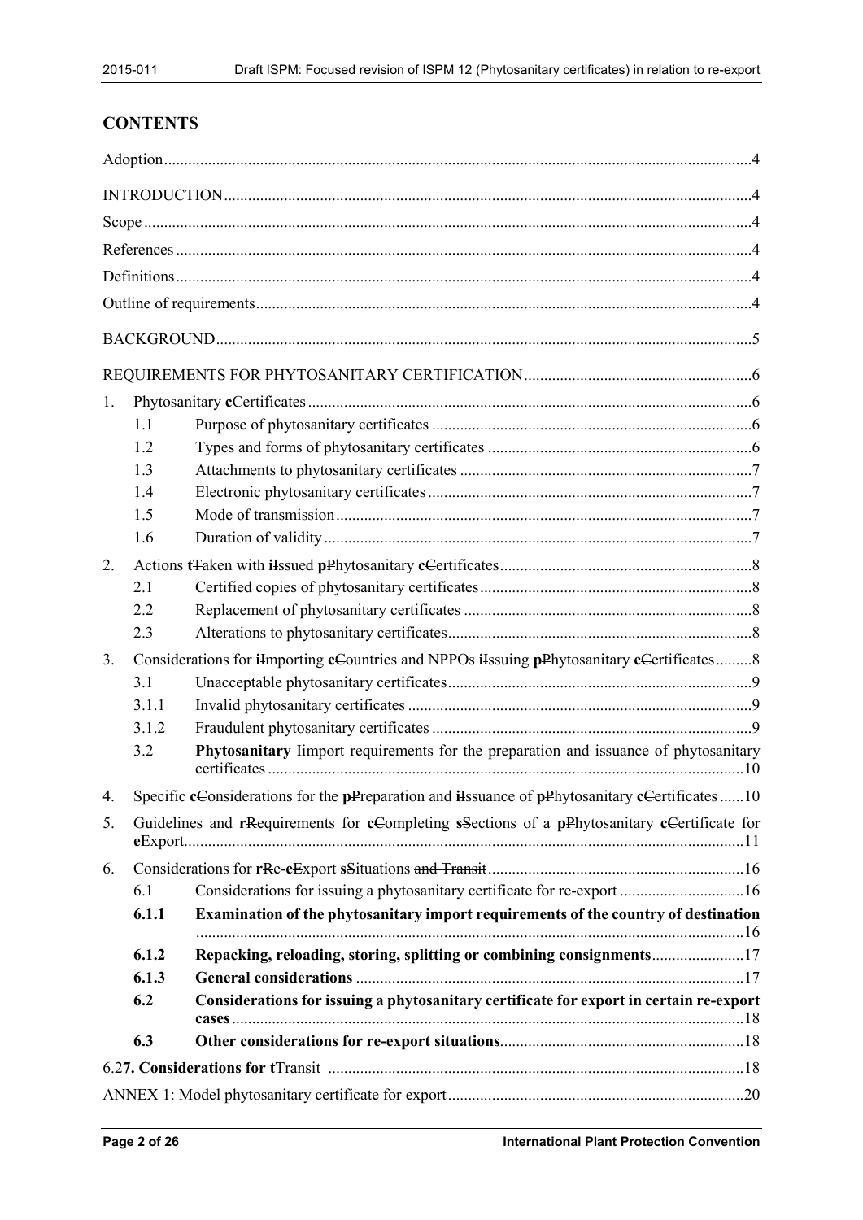## CONTENTS

Adoption....4

INTRODUCTION....4

Scope....4

References....4

Definitions....4

Outline of requirements....4

BACKGROUND....5

REQUIREMENTS FOR PHYTOSANITARY CERTIFICATION....6

1. Phytosanitary **c**~~C~~ertificates....6
   - 1.1 Purpose of phytosanitary certificates....6
   - 1.2 Types and forms of phytosanitary certificates....6
   - 1.3 Attachments to phytosanitary certificates....7
   - 1.4 Electronic phytosanitary certificates....7
   - 1.5 Mode of transmission....7
   - 1.6 Duration of validity....7
2. Actions **t**~~T~~aken with **i**~~I~~ssued **p**~~P~~hytosanitary **c**~~C~~ertificates....8
   - 2.1 Certified copies of phytosanitary certificates....8
   - 2.2 Replacement of phytosanitary certificates....8
   - 2.3 Alterations to phytosanitary certificates....8
3. Considerations for **i**~~I~~mporting **c**~~C~~ountries and NPPOs **i**~~I~~ssuing **p**~~P~~hytosanitary **c**~~C~~ertificates....8
   - 3.1 Unacceptable phytosanitary certificates....9
   - 3.1.1 Invalid phytosanitary certificates....9
   - 3.1.2 Fraudulent phytosanitary certificates....9
   - 3.2 **Phytosanitary** ~~I~~import requirements for the preparation and issuance of phytosanitary certificates....10
4. Specific **c**~~C~~onsiderations for the **p**~~P~~reparation and **i**~~I~~ssuance of **p**~~P~~hytosanitary **c**~~C~~ertificates....10
5. Guidelines and **r**~~R~~equirements for **c**~~C~~ompleting **s**~~S~~ections of a **p**~~P~~hytosanitary **c**~~C~~ertificate for **e**~~E~~xport....11
6. Considerations for **r**~~R~~e-**e**~~E~~xport **s**~~S~~ituations ~~and Transit~~....16
   - 6.1 Considerations for issuing a phytosanitary certificate for re-export....16
   - **6.1.1 Examination of the phytosanitary import requirements of the country of destination**....16
   - **6.1.2 Repacking, reloading, storing, splitting or combining consignments**....17
   - **6.1.3 General considerations**....17
   - **6.2 Considerations for issuing a phytosanitary certificate for export in certain re-export cases**....18
   - **6.3 Other considerations for re-export situations**....18

~~6.2~~**7. Considerations for t**~~T~~ransit....18

ANNEX 1: Model phytosanitary certificate for export....20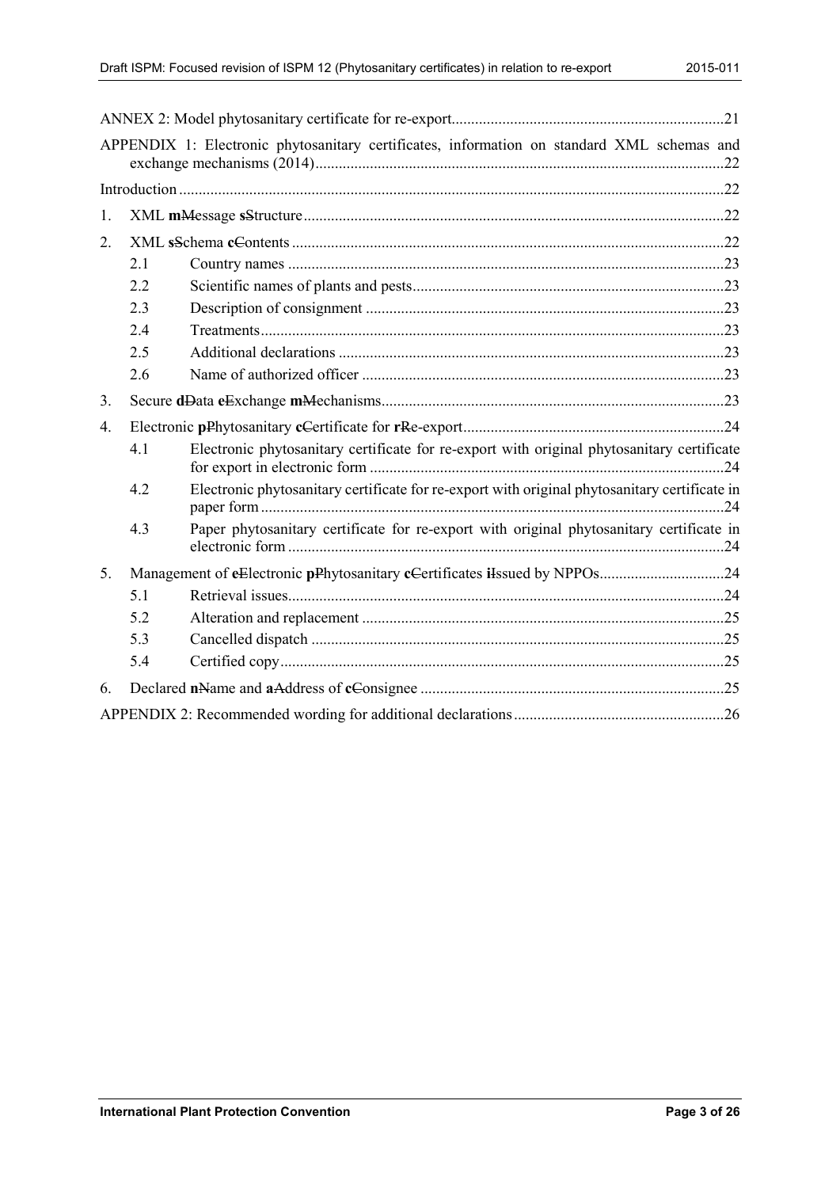ANNEX 2: Model phytosanitary certificate for re-export .....21

APPENDIX 1: Electronic phytosanitary certificates, information on standard XML schemas and exchange mechanisms (2014) .....22

Introduction .....22

1. XML **m**~~M~~essage **s**~~S~~tructure .....22
2. XML **s**~~S~~chema **c**~~C~~ontents .....22
   - 2.1 Country names .....23
   - 2.2 Scientific names of plants and pests .....23
   - 2.3 Description of consignment .....23
   - 2.4 Treatments .....23
   - 2.5 Additional declarations .....23
   - 2.6 Name of authorized officer .....23
3. Secure **d**~~D~~ata **e**~~E~~xchange **m**~~M~~echanisms .....23
4. Electronic **p**~~P~~hytosanitary **c**~~C~~ertificate for **r**~~R~~e-export .....24
   - 4.1 Electronic phytosanitary certificate for re-export with original phytosanitary certificate for export in electronic form .....24
   - 4.2 Electronic phytosanitary certificate for re-export with original phytosanitary certificate in paper form .....24
   - 4.3 Paper phytosanitary certificate for re-export with original phytosanitary certificate in electronic form .....24
5. Management of **e**~~E~~lectronic **p**~~P~~hytosanitary **c**~~C~~ertificates **i**~~I~~ssued by NPPOs .....24
   - 5.1 Retrieval issues .....24
   - 5.2 Alteration and replacement .....25
   - 5.3 Cancelled dispatch .....25
   - 5.4 Certified copy .....25
6. Declared **n**~~N~~ame and **a**~~A~~ddress of **c**~~C~~onsignee .....25

APPENDIX 2: Recommended wording for additional declarations .....26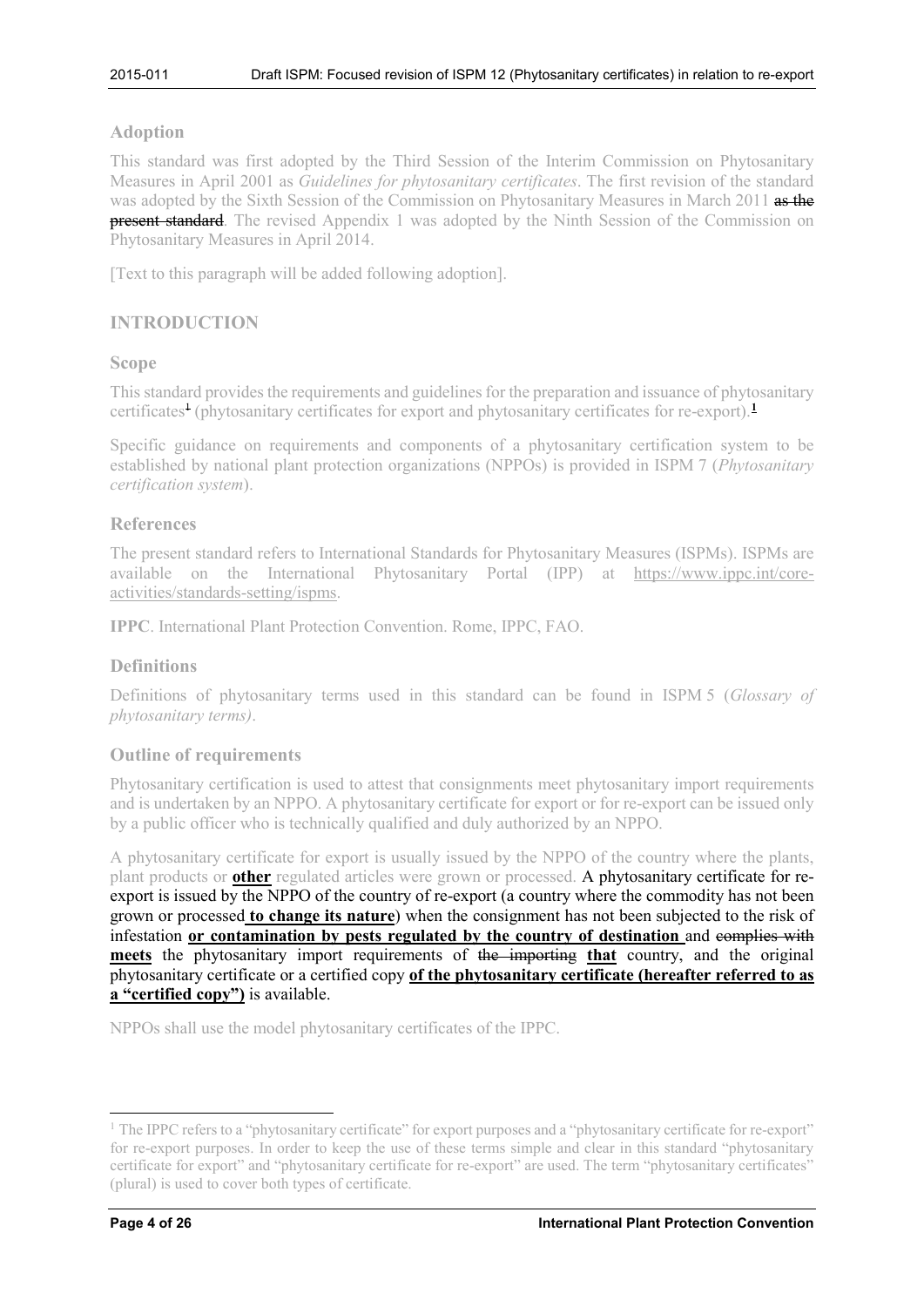## Adoption

This standard was first adopted by the Third Session of the Interim Commission on Phytosanitary Measures in April 2001 as *Guidelines for phytosanitary certificates*. The first revision of the standard was adopted by the Sixth Session of the Commission on Phytosanitary Measures in March 2011 ~~as the present standard~~. The revised Appendix 1 was adopted by the Ninth Session of the Commission on Phytosanitary Measures in April 2014.

[Text to this paragraph will be added following adoption].

## INTRODUCTION

### Scope

This standard provides the requirements and guidelines for the preparation and issuance of phytosanitary certificates~~[1]~~ (phytosanitary certificates for export and phytosanitary certificates for re-export).**[1]**

Specific guidance on requirements and components of a phytosanitary certification system to be established by national plant protection organizations (NPPOs) is provided in ISPM 7 (*Phytosanitary certification system*).

### References

The present standard refers to International Standards for Phytosanitary Measures (ISPMs). ISPMs are available on the International Phytosanitary Portal (IPP) at https://www.ippc.int/core-activities/standards-setting/ispms.

**IPPC**. International Plant Protection Convention. Rome, IPPC, FAO.

### Definitions

Definitions of phytosanitary terms used in this standard can be found in ISPM 5 (*Glossary of phytosanitary terms)*.

### Outline of requirements

Phytosanitary certification is used to attest that consignments meet phytosanitary import requirements and is undertaken by an NPPO. A phytosanitary certificate for export or for re-export can be issued only by a public officer who is technically qualified and duly authorized by an NPPO.

A phytosanitary certificate for export is usually issued by the NPPO of the country where the plants, plant products or **other** regulated articles were grown or processed. A phytosanitary certificate for re-export is issued by the NPPO of the country of re-export (a country where the commodity has not been grown or processed **to change its nature**) when the consignment has not been subjected to the risk of infestation **or contamination by pests regulated by the country of destination** and ~~complies with~~ **meets** the phytosanitary import requirements of ~~the importing~~ **that** country, and the original phytosanitary certificate or a certified copy **of the phytosanitary certificate (hereafter referred to as a "certified copy")** is available.

NPPOs shall use the model phytosanitary certificates of the IPPC.

---

[1] The IPPC refers to a "phytosanitary certificate" for export purposes and a "phytosanitary certificate for re-export" for re-export purposes. In order to keep the use of these terms simple and clear in this standard "phytosanitary certificate for export" and "phytosanitary certificate for re-export" are used. The term "phytosanitary certificates" (plural) is used to cover both types of certificate.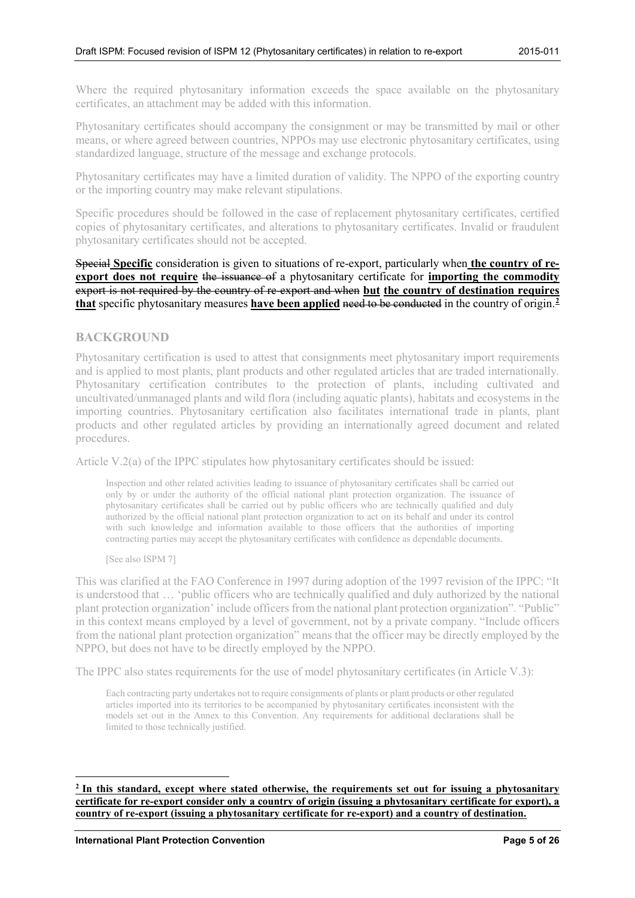Where the required phytosanitary information exceeds the space available on the phytosanitary certificates, an attachment may be added with this information.

Phytosanitary certificates should accompany the consignment or may be transmitted by mail or other means, or where agreed between countries, NPPOs may use electronic phytosanitary certificates, using standardized language, structure of the message and exchange protocols.

Phytosanitary certificates may have a limited duration of validity. The NPPO of the exporting country or the importing country may make relevant stipulations.

Specific procedures should be followed in the case of replacement phytosanitary certificates, certified copies of phytosanitary certificates, and alterations to phytosanitary certificates. Invalid or fraudulent phytosanitary certificates should not be accepted.

~~Special~~ **Specific** consideration is given to situations of re-export, particularly when **the country of re-export does not require** ~~the issuance of~~ a phytosanitary certificate for **importing the commodity** ~~export is not required by the country of re-export and when~~ **but the country of destination requires that** specific phytosanitary measures **have been applied** ~~need to be conducted~~ in the country of origin.[2]

## BACKGROUND

Phytosanitary certification is used to attest that consignments meet phytosanitary import requirements and is applied to most plants, plant products and other regulated articles that are traded internationally. Phytosanitary certification contributes to the protection of plants, including cultivated and uncultivated/unmanaged plants and wild flora (including aquatic plants), habitats and ecosystems in the importing countries. Phytosanitary certification also facilitates international trade in plants, plant products and other regulated articles by providing an internationally agreed document and related procedures.

Article V.2(a) of the IPPC stipulates how phytosanitary certificates should be issued:

> Inspection and other related activities leading to issuance of phytosanitary certificates shall be carried out only by or under the authority of the official national plant protection organization. The issuance of phytosanitary certificates shall be carried out by public officers who are technically qualified and duly authorized by the official national plant protection organization to act on its behalf and under its control with such knowledge and information available to those officers that the authorities of importing contracting parties may accept the phytosanitary certificates with confidence as dependable documents.
>
> [See also ISPM 7]

This was clarified at the FAO Conference in 1997 during adoption of the 1997 revision of the IPPC: "It is understood that … 'public officers who are technically qualified and duly authorized by the national plant protection organization' include officers from the national plant protection organization". "Public" in this context means employed by a level of government, not by a private company. "Include officers from the national plant protection organization" means that the officer may be directly employed by the NPPO, but does not have to be directly employed by the NPPO.

The IPPC also states requirements for the use of model phytosanitary certificates (in Article V.3):

> Each contracting party undertakes not to require consignments of plants or plant products or other regulated articles imported into its territories to be accompanied by phytosanitary certificates inconsistent with the models set out in the Annex to this Convention. Any requirements for additional declarations shall be limited to those technically justified.

---

[2] **In this standard, except where stated otherwise, the requirements set out for issuing a phytosanitary certificate for re-export consider only a country of origin (issuing a phytosanitary certificate for export), a country of re-export (issuing a phytosanitary certificate for re-export) and a country of destination.**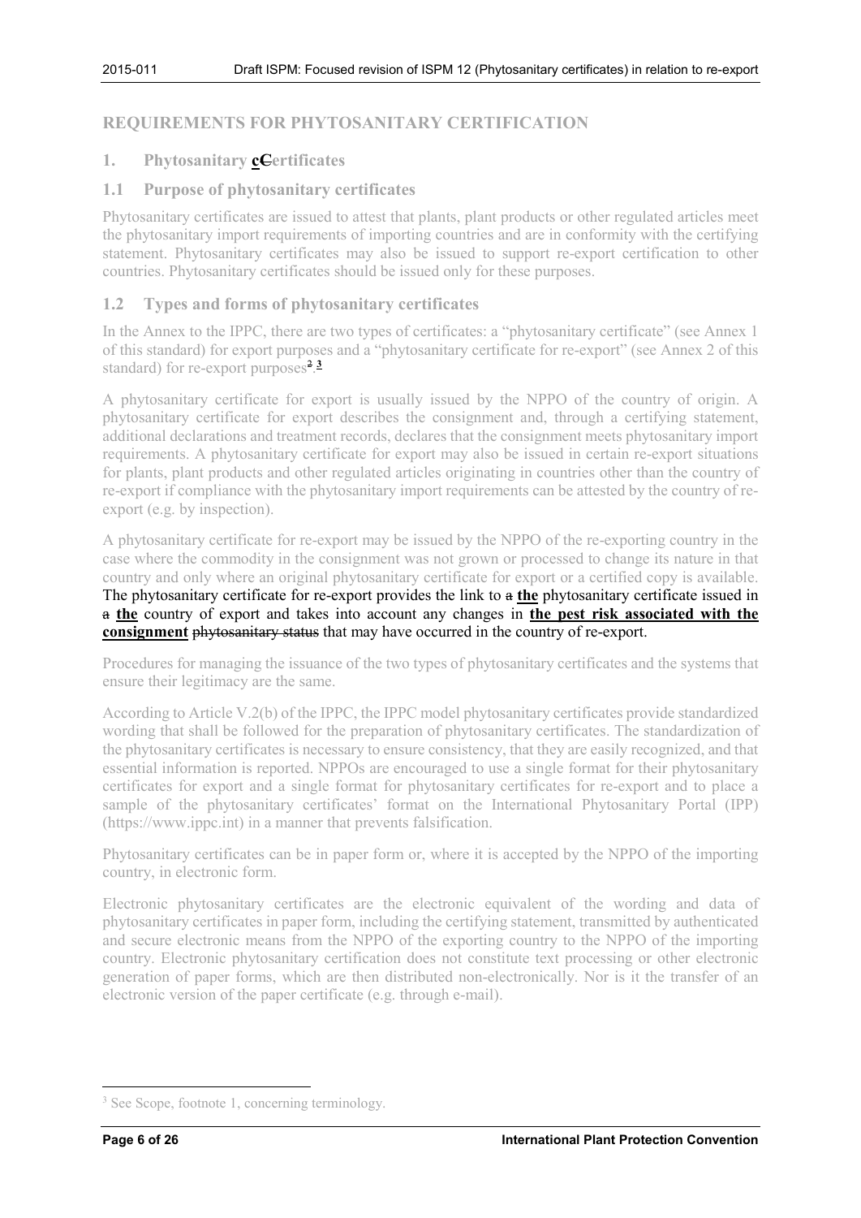## REQUIREMENTS FOR PHYTOSANITARY CERTIFICATION

### 1. Phytosanitary ~~C~~**c**ertificates

### 1.1 Purpose of phytosanitary certificates

Phytosanitary certificates are issued to attest that plants, plant products or other regulated articles meet the phytosanitary import requirements of importing countries and are in conformity with the certifying statement. Phytosanitary certificates may also be issued to support re-export certification to other countries. Phytosanitary certificates should be issued only for these purposes.

### 1.2 Types and forms of phytosanitary certificates

In the Annex to the IPPC, there are two types of certificates: a "phytosanitary certificate" (see Annex 1 of this standard) for export purposes and a "phytosanitary certificate for re-export" (see Annex 2 of this standard) for re-export purposes~~[2]~~.**[3]**

A phytosanitary certificate for export is usually issued by the NPPO of the country of origin. A phytosanitary certificate for export describes the consignment and, through a certifying statement, additional declarations and treatment records, declares that the consignment meets phytosanitary import requirements. A phytosanitary certificate for export may also be issued in certain re-export situations for plants, plant products and other regulated articles originating in countries other than the country of re-export if compliance with the phytosanitary import requirements can be attested by the country of re-export (e.g. by inspection).

A phytosanitary certificate for re-export may be issued by the NPPO of the re-exporting country in the case where the commodity in the consignment was not grown or processed to change its nature in that country and only where an original phytosanitary certificate for export or a certified copy is available. The phytosanitary certificate for re-export provides the link to ~~a~~ **the** phytosanitary certificate issued in ~~a~~ **the** country of export and takes into account any changes in **the pest risk associated with the consignment** ~~phytosanitary status~~ that may have occurred in the country of re-export.

Procedures for managing the issuance of the two types of phytosanitary certificates and the systems that ensure their legitimacy are the same.

According to Article V.2(b) of the IPPC, the IPPC model phytosanitary certificates provide standardized wording that shall be followed for the preparation of phytosanitary certificates. The standardization of the phytosanitary certificates is necessary to ensure consistency, that they are easily recognized, and that essential information is reported. NPPOs are encouraged to use a single format for their phytosanitary certificates for export and a single format for phytosanitary certificates for re-export and to place a sample of the phytosanitary certificates' format on the International Phytosanitary Portal (IPP) (https://www.ippc.int) in a manner that prevents falsification.

Phytosanitary certificates can be in paper form or, where it is accepted by the NPPO of the importing country, in electronic form.

Electronic phytosanitary certificates are the electronic equivalent of the wording and data of phytosanitary certificates in paper form, including the certifying statement, transmitted by authenticated and secure electronic means from the NPPO of the exporting country to the NPPO of the importing country. Electronic phytosanitary certification does not constitute text processing or other electronic generation of paper forms, which are then distributed non-electronically. Nor is it the transfer of an electronic version of the paper certificate (e.g. through e-mail).

---

[3] See Scope, footnote 1, concerning terminology.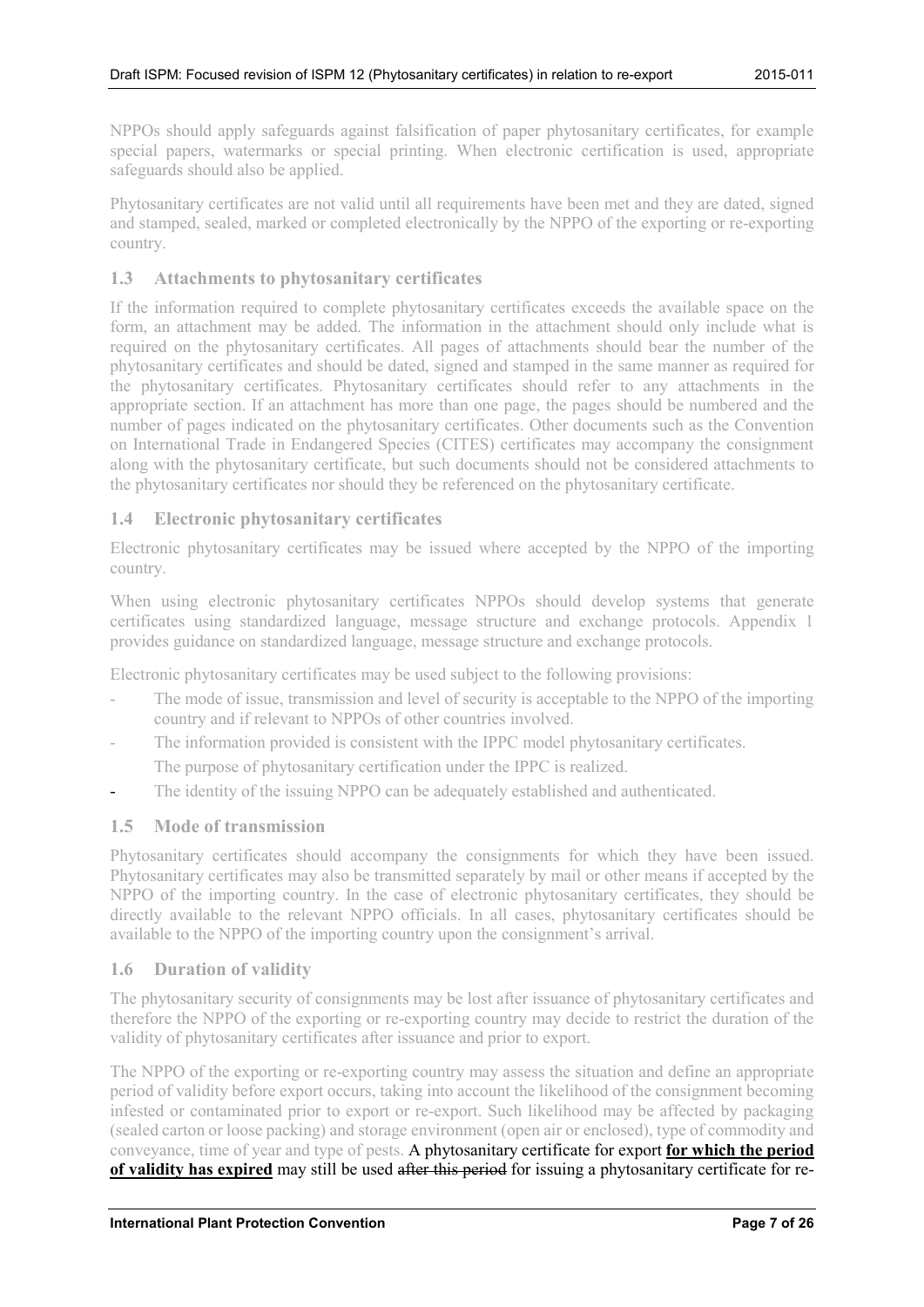NPPOs should apply safeguards against falsification of paper phytosanitary certificates, for example special papers, watermarks or special printing. When electronic certification is used, appropriate safeguards should also be applied.

Phytosanitary certificates are not valid until all requirements have been met and they are dated, signed and stamped, sealed, marked or completed electronically by the NPPO of the exporting or re-exporting country.

### 1.3 Attachments to phytosanitary certificates

If the information required to complete phytosanitary certificates exceeds the available space on the form, an attachment may be added. The information in the attachment should only include what is required on the phytosanitary certificates. All pages of attachments should bear the number of the phytosanitary certificates and should be dated, signed and stamped in the same manner as required for the phytosanitary certificates. Phytosanitary certificates should refer to any attachments in the appropriate section. If an attachment has more than one page, the pages should be numbered and the number of pages indicated on the phytosanitary certificates. Other documents such as the Convention on International Trade in Endangered Species (CITES) certificates may accompany the consignment along with the phytosanitary certificate, but such documents should not be considered attachments to the phytosanitary certificates nor should they be referenced on the phytosanitary certificate.

### 1.4 Electronic phytosanitary certificates

Electronic phytosanitary certificates may be issued where accepted by the NPPO of the importing country.

When using electronic phytosanitary certificates NPPOs should develop systems that generate certificates using standardized language, message structure and exchange protocols. Appendix 1 provides guidance on standardized language, message structure and exchange protocols.

Electronic phytosanitary certificates may be used subject to the following provisions:

- The mode of issue, transmission and level of security is acceptable to the NPPO of the importing country and if relevant to NPPOs of other countries involved.
- The information provided is consistent with the IPPC model phytosanitary certificates.
  The purpose of phytosanitary certification under the IPPC is realized.
- The identity of the issuing NPPO can be adequately established and authenticated.

### 1.5 Mode of transmission

Phytosanitary certificates should accompany the consignments for which they have been issued. Phytosanitary certificates may also be transmitted separately by mail or other means if accepted by the NPPO of the importing country. In the case of electronic phytosanitary certificates, they should be directly available to the relevant NPPO officials. In all cases, phytosanitary certificates should be available to the NPPO of the importing country upon the consignment's arrival.

### 1.6 Duration of validity

The phytosanitary security of consignments may be lost after issuance of phytosanitary certificates and therefore the NPPO of the exporting or re-exporting country may decide to restrict the duration of the validity of phytosanitary certificates after issuance and prior to export.

The NPPO of the exporting or re-exporting country may assess the situation and define an appropriate period of validity before export occurs, taking into account the likelihood of the consignment becoming infested or contaminated prior to export or re-export. Such likelihood may be affected by packaging (sealed carton or loose packing) and storage environment (open air or enclosed), type of commodity and conveyance, time of year and type of pests. A phytosanitary certificate for export **for which the period of validity has expired** may still be used ~~after this period~~ for issuing a phytosanitary certificate for re-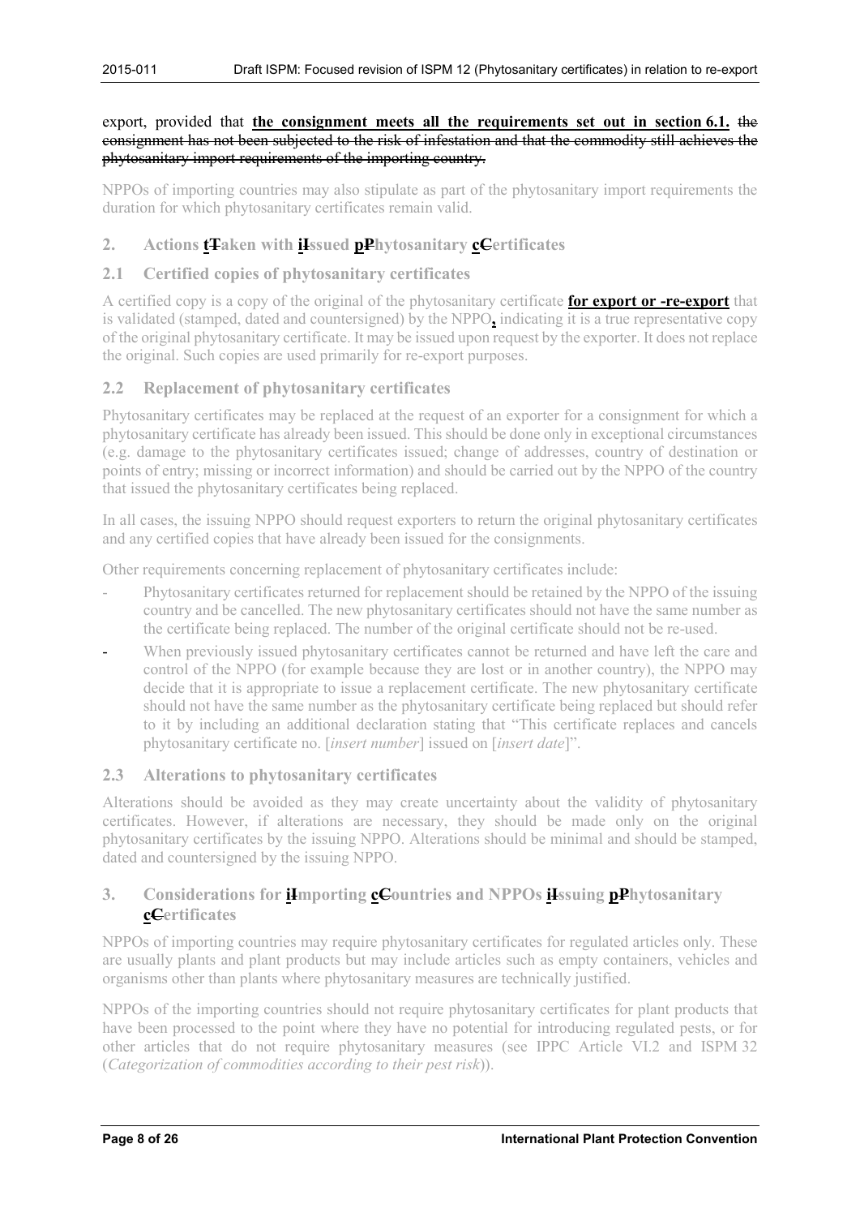export, provided that **the consignment meets all the requirements set out in section 6.1.** ~~the consignment has not been subjected to the risk of infestation and that the commodity still achieves the phytosanitary import requirements of the importing country.~~

NPPOs of importing countries may also stipulate as part of the phytosanitary import requirements the duration for which phytosanitary certificates remain valid.

## 2. Actions **t**~~T~~aken with **i**~~I~~ssued **p**~~P~~hytosanitary **c**~~C~~ertificates

### 2.1 Certified copies of phytosanitary certificates

A certified copy is a copy of the original of the phytosanitary certificate **for export or -re-export** that is validated (stamped, dated and countersigned) by the NPPO**,** indicating it is a true representative copy of the original phytosanitary certificate. It may be issued upon request by the exporter. It does not replace the original. Such copies are used primarily for re-export purposes.

### 2.2 Replacement of phytosanitary certificates

Phytosanitary certificates may be replaced at the request of an exporter for a consignment for which a phytosanitary certificate has already been issued. This should be done only in exceptional circumstances (e.g. damage to the phytosanitary certificates issued; change of addresses, country of destination or points of entry; missing or incorrect information) and should be carried out by the NPPO of the country that issued the phytosanitary certificates being replaced.

In all cases, the issuing NPPO should request exporters to return the original phytosanitary certificates and any certified copies that have already been issued for the consignments.

Other requirements concerning replacement of phytosanitary certificates include:

- Phytosanitary certificates returned for replacement should be retained by the NPPO of the issuing country and be cancelled. The new phytosanitary certificates should not have the same number as the certificate being replaced. The number of the original certificate should not be re-used.
- When previously issued phytosanitary certificates cannot be returned and have left the care and control of the NPPO (for example because they are lost or in another country), the NPPO may decide that it is appropriate to issue a replacement certificate. The new phytosanitary certificate should not have the same number as the phytosanitary certificate being replaced but should refer to it by including an additional declaration stating that "This certificate replaces and cancels phytosanitary certificate no. [*insert number*] issued on [*insert date*]".

### 2.3 Alterations to phytosanitary certificates

Alterations should be avoided as they may create uncertainty about the validity of phytosanitary certificates. However, if alterations are necessary, they should be made only on the original phytosanitary certificates by the issuing NPPO. Alterations should be minimal and should be stamped, dated and countersigned by the issuing NPPO.

## 3. Considerations for **i**~~I~~mporting **c**~~C~~ountries and NPPOs **i**~~I~~ssuing **p**~~P~~hytosanitary **c**~~C~~ertificates

NPPOs of importing countries may require phytosanitary certificates for regulated articles only. These are usually plants and plant products but may include articles such as empty containers, vehicles and organisms other than plants where phytosanitary measures are technically justified.

NPPOs of the importing countries should not require phytosanitary certificates for plant products that have been processed to the point where they have no potential for introducing regulated pests, or for other articles that do not require phytosanitary measures (see IPPC Article VI.2 and ISPM 32 (*Categorization of commodities according to their pest risk*)).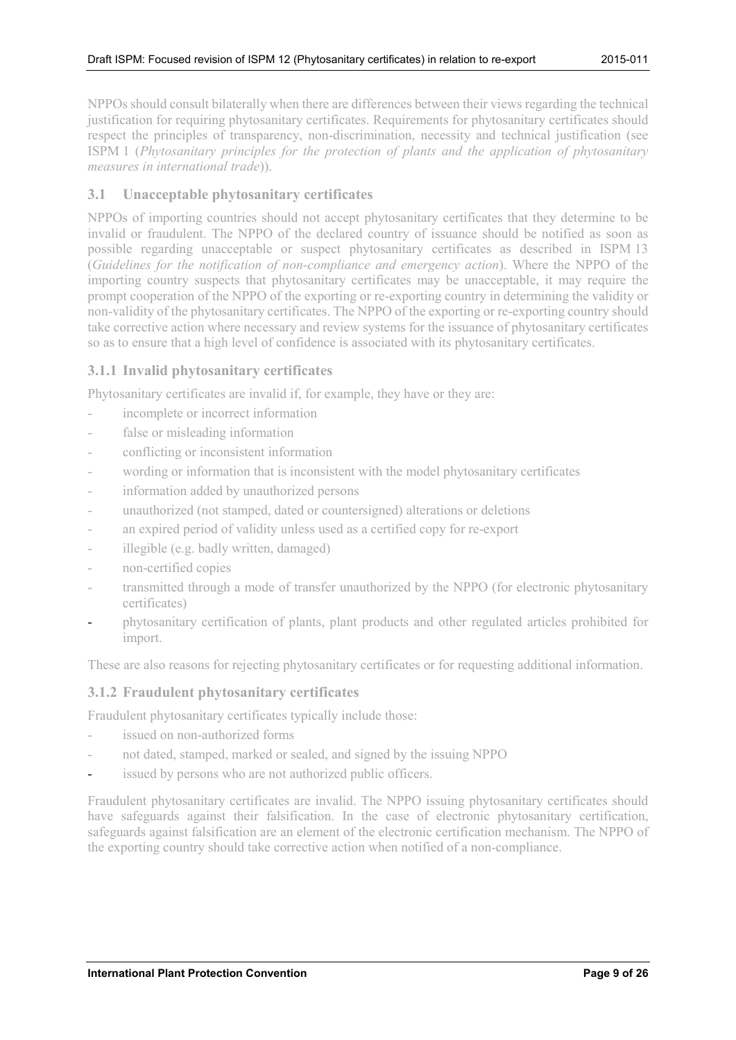NPPOs should consult bilaterally when there are differences between their views regarding the technical justification for requiring phytosanitary certificates. Requirements for phytosanitary certificates should respect the principles of transparency, non-discrimination, necessity and technical justification (see ISPM 1 (*Phytosanitary principles for the protection of plants and the application of phytosanitary measures in international trade*)).

## 3.1 Unacceptable phytosanitary certificates

NPPOs of importing countries should not accept phytosanitary certificates that they determine to be invalid or fraudulent. The NPPO of the declared country of issuance should be notified as soon as possible regarding unacceptable or suspect phytosanitary certificates as described in ISPM 13 (*Guidelines for the notification of non-compliance and emergency action*). Where the NPPO of the importing country suspects that phytosanitary certificates may be unacceptable, it may require the prompt cooperation of the NPPO of the exporting or re-exporting country in determining the validity or non-validity of the phytosanitary certificates. The NPPO of the exporting or re-exporting country should take corrective action where necessary and review systems for the issuance of phytosanitary certificates so as to ensure that a high level of confidence is associated with its phytosanitary certificates.

### 3.1.1 Invalid phytosanitary certificates

Phytosanitary certificates are invalid if, for example, they have or they are:

- incomplete or incorrect information
- false or misleading information
- conflicting or inconsistent information
- wording or information that is inconsistent with the model phytosanitary certificates
- information added by unauthorized persons
- unauthorized (not stamped, dated or countersigned) alterations or deletions
- an expired period of validity unless used as a certified copy for re-export
- illegible (e.g. badly written, damaged)
- non-certified copies
- transmitted through a mode of transfer unauthorized by the NPPO (for electronic phytosanitary certificates)
- phytosanitary certification of plants, plant products and other regulated articles prohibited for import.

These are also reasons for rejecting phytosanitary certificates or for requesting additional information.

### 3.1.2 Fraudulent phytosanitary certificates

Fraudulent phytosanitary certificates typically include those:

- issued on non-authorized forms
- not dated, stamped, marked or sealed, and signed by the issuing NPPO
- issued by persons who are not authorized public officers.

Fraudulent phytosanitary certificates are invalid. The NPPO issuing phytosanitary certificates should have safeguards against their falsification. In the case of electronic phytosanitary certification, safeguards against falsification are an element of the electronic certification mechanism. The NPPO of the exporting country should take corrective action when notified of a non-compliance.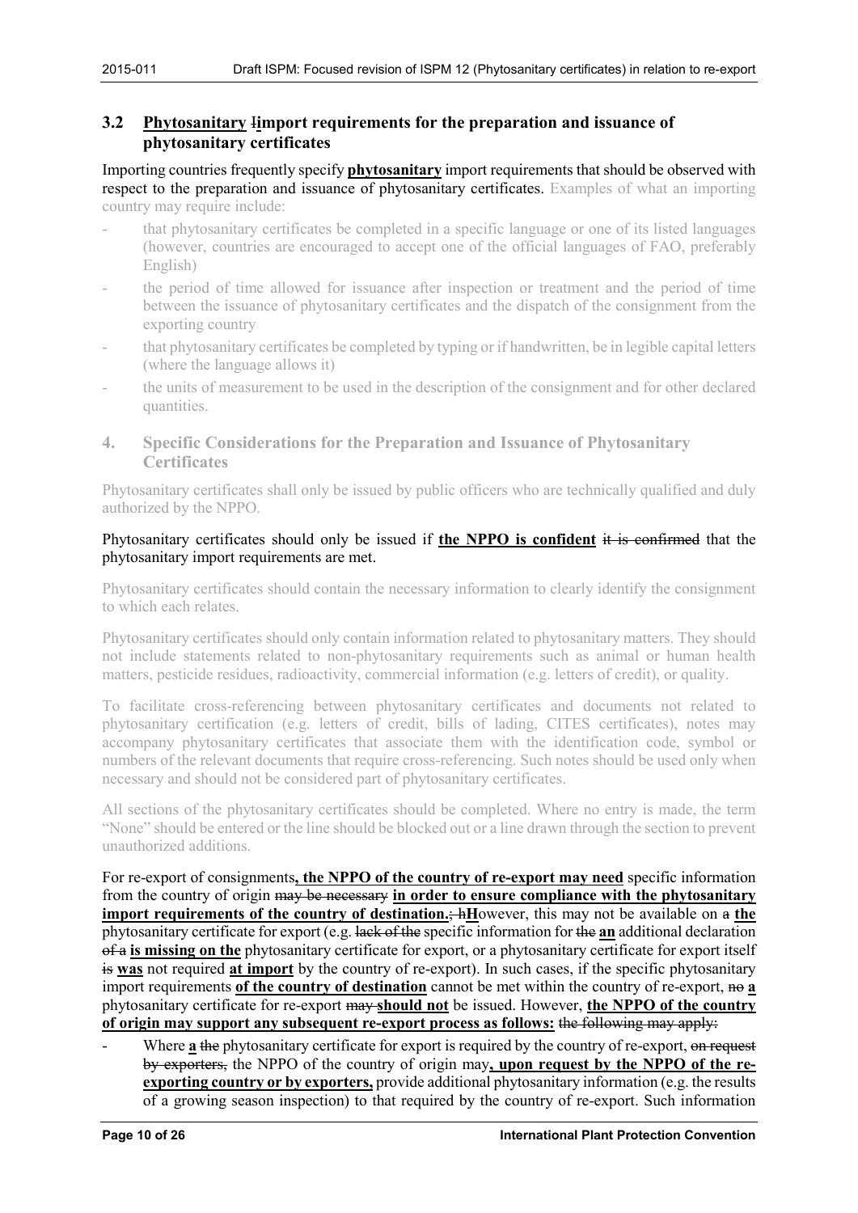## 3.2 **Phytosanitary** ~~I~~**i**mport requirements for the preparation and issuance of phytosanitary certificates

Importing countries frequently specify **phytosanitary** import requirements that should be observed with respect to the preparation and issuance of phytosanitary certificates. Examples of what an importing country may require include:

- that phytosanitary certificates be completed in a specific language or one of its listed languages (however, countries are encouraged to accept one of the official languages of FAO, preferably English)
- the period of time allowed for issuance after inspection or treatment and the period of time between the issuance of phytosanitary certificates and the dispatch of the consignment from the exporting country
- that phytosanitary certificates be completed by typing or if handwritten, be in legible capital letters (where the language allows it)
- the units of measurement to be used in the description of the consignment and for other declared quantities.

## 4. Specific Considerations for the Preparation and Issuance of Phytosanitary Certificates

Phytosanitary certificates shall only be issued by public officers who are technically qualified and duly authorized by the NPPO.

Phytosanitary certificates should only be issued if **the NPPO is confident** ~~it is confirmed~~ that the phytosanitary import requirements are met.

Phytosanitary certificates should contain the necessary information to clearly identify the consignment to which each relates.

Phytosanitary certificates should only contain information related to phytosanitary matters. They should not include statements related to non-phytosanitary requirements such as animal or human health matters, pesticide residues, radioactivity, commercial information (e.g. letters of credit), or quality.

To facilitate cross-referencing between phytosanitary certificates and documents not related to phytosanitary certification (e.g. letters of credit, bills of lading, CITES certificates), notes may accompany phytosanitary certificates that associate them with the identification code, symbol or numbers of the relevant documents that require cross-referencing. Such notes should be used only when necessary and should not be considered part of phytosanitary certificates.

All sections of the phytosanitary certificates should be completed. Where no entry is made, the term "None" should be entered or the line should be blocked out or a line drawn through the section to prevent unauthorized additions.

For re-export of consignments**, the NPPO of the country of re-export may need** specific information from the country of origin ~~may be necessary~~ **in order to ensure compliance with the phytosanitary import requirements of the country of destination.**~~; h~~**H**owever, this may not be available on ~~a~~ **the** phytosanitary certificate for export (e.g. ~~lack of the~~ specific information for ~~the~~ **an** additional declaration ~~of a~~ **is missing on the** phytosanitary certificate for export, or a phytosanitary certificate for export itself ~~is~~ **was** not required **at import** by the country of re-export). In such cases, if the specific phytosanitary import requirements **of the country of destination** cannot be met within the country of re-export, ~~no~~ **a** phytosanitary certificate for re-export ~~may~~ **should not** be issued. However, **the NPPO of the country of origin may support any subsequent re-export process as follows:** ~~the following may apply:~~

- Where **a** ~~the~~ phytosanitary certificate for export is required by the country of re-export, ~~on request by exporters,~~ the NPPO of the country of origin may**, upon request by the NPPO of the re-exporting country or by exporters,** provide additional phytosanitary information (e.g. the results of a growing season inspection) to that required by the country of re-export. Such information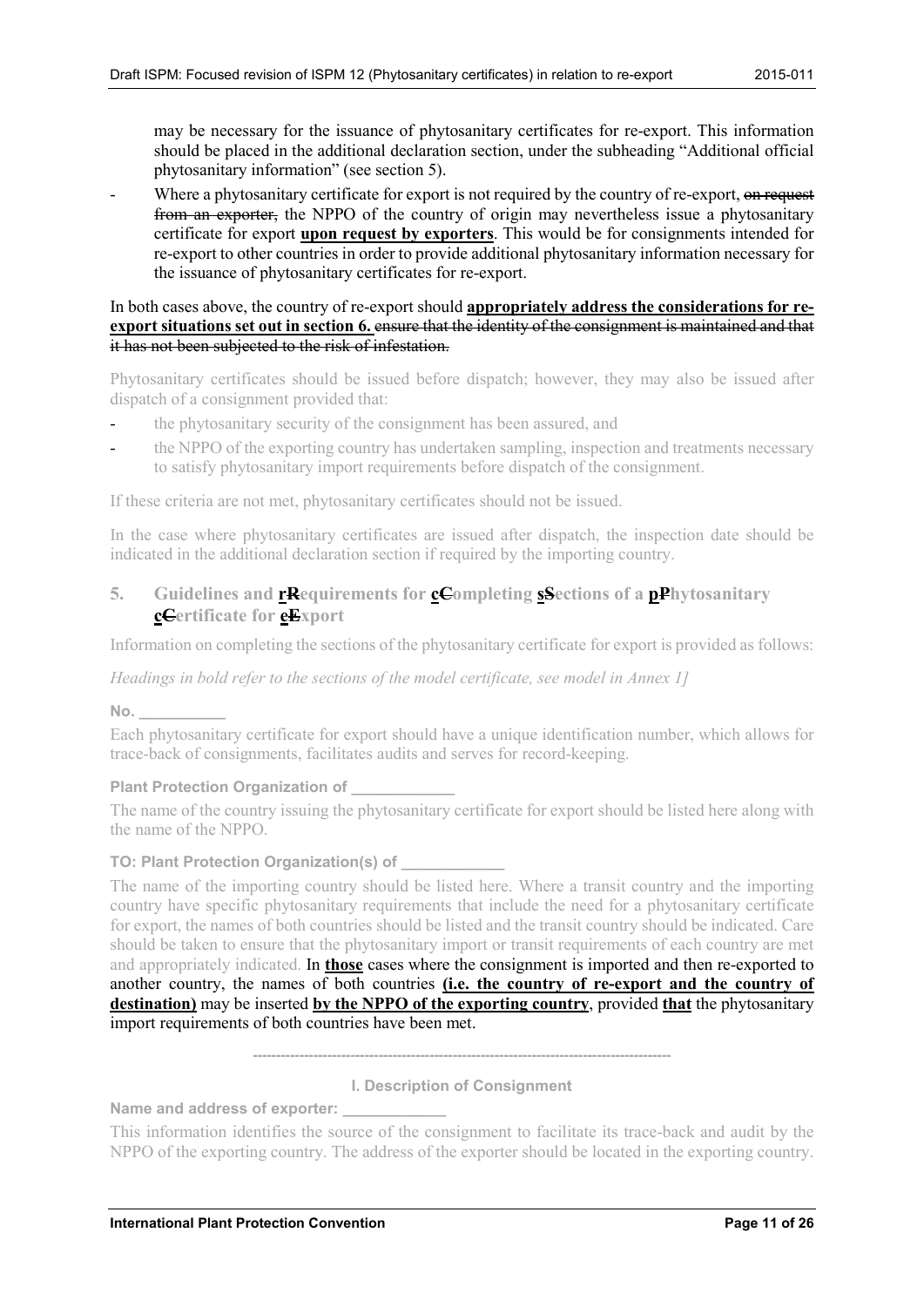may be necessary for the issuance of phytosanitary certificates for re-export. This information should be placed in the additional declaration section, under the subheading "Additional official phytosanitary information" (see section 5).

- Where a phytosanitary certificate for export is not required by the country of re-export, ~~on request from an exporter,~~ the NPPO of the country of origin may nevertheless issue a phytosanitary certificate for export **upon request by exporters**. This would be for consignments intended for re-export to other countries in order to provide additional phytosanitary information necessary for the issuance of phytosanitary certificates for re-export.

In both cases above, the country of re-export should **appropriately address the considerations for re-export situations set out in section 6.** ~~ensure that the identity of the consignment is maintained and that it has not been subjected to the risk of infestation.~~

Phytosanitary certificates should be issued before dispatch; however, they may also be issued after dispatch of a consignment provided that:

- the phytosanitary security of the consignment has been assured, and
- the NPPO of the exporting country has undertaken sampling, inspection and treatments necessary to satisfy phytosanitary import requirements before dispatch of the consignment.

If these criteria are not met, phytosanitary certificates should not be issued.

In the case where phytosanitary certificates are issued after dispatch, the inspection date should be indicated in the additional declaration section if required by the importing country.

## 5. Guidelines and **r**~~R~~equirements for **c**~~C~~ompleting **s**~~S~~ections of a **p**~~P~~hytosanitary **c**~~C~~ertificate for **e**~~E~~xport

Information on completing the sections of the phytosanitary certificate for export is provided as follows:

*Headings in bold refer to the sections of the model certificate, see model in Annex 1]*

**No. __________**

Each phytosanitary certificate for export should have a unique identification number, which allows for trace-back of consignments, facilitates audits and serves for record-keeping.

**Plant Protection Organization of ____________**

The name of the country issuing the phytosanitary certificate for export should be listed here along with the name of the NPPO.

**TO: Plant Protection Organization(s) of ____________**

The name of the importing country should be listed here. Where a transit country and the importing country have specific phytosanitary requirements that include the need for a phytosanitary certificate for export, the names of both countries should be listed and the transit country should be indicated. Care should be taken to ensure that the phytosanitary import or transit requirements of each country are met and appropriately indicated. In **those** cases where the consignment is imported and then re-exported to another country, the names of both countries **(i.e. the country of re-export and the country of destination)** may be inserted **by the NPPO of the exporting country**, provided **that** the phytosanitary import requirements of both countries have been met.

------------------------------------------------------------------------------------------

**I. Description of Consignment**

**Name and address of exporter: ____________**

This information identifies the source of the consignment to facilitate its trace-back and audit by the NPPO of the exporting country. The address of the exporter should be located in the exporting country.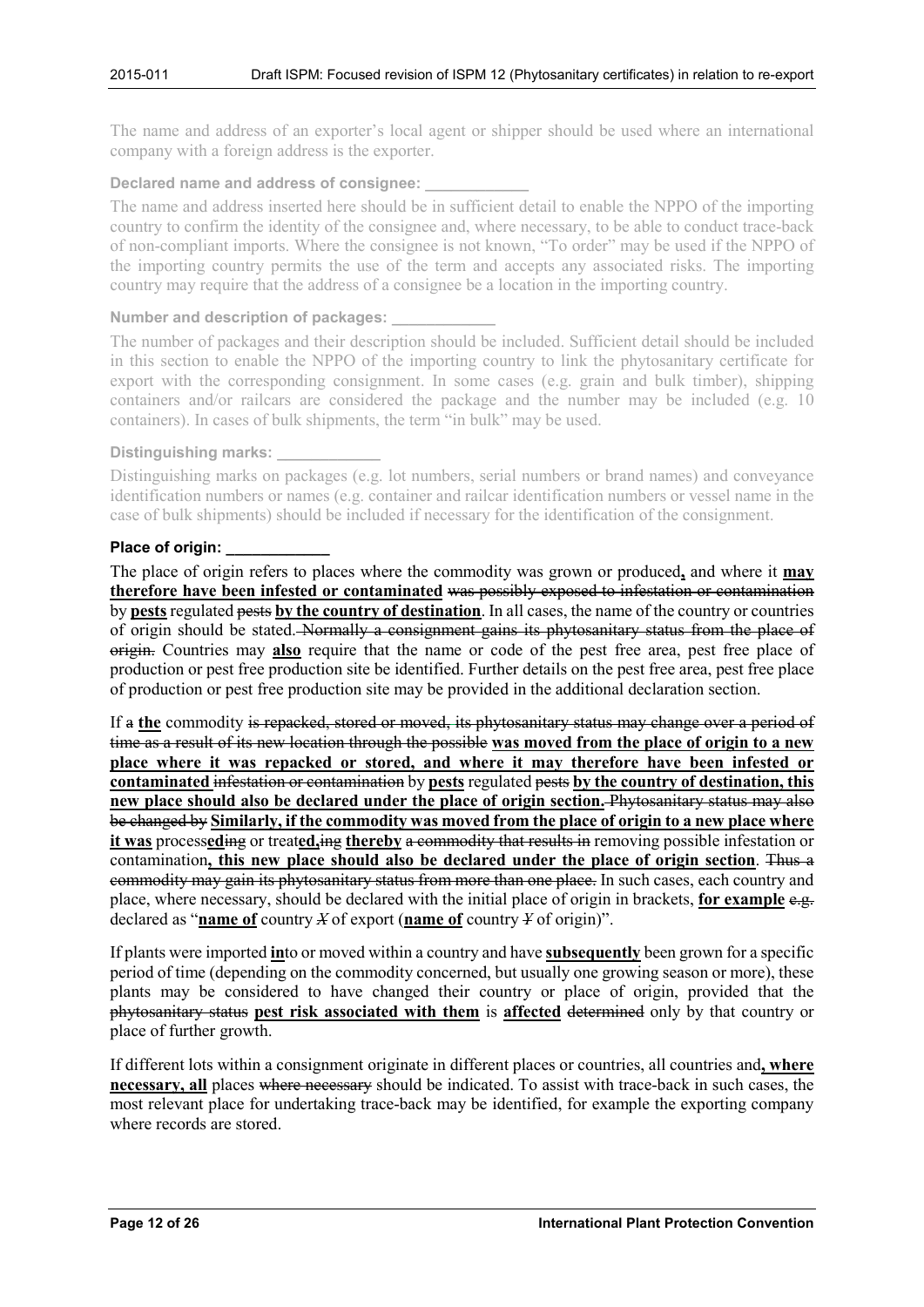The name and address of an exporter's local agent or shipper should be used where an international company with a foreign address is the exporter.

**Declared name and address of consignee: ____________**

The name and address inserted here should be in sufficient detail to enable the NPPO of the importing country to confirm the identity of the consignee and, where necessary, to be able to conduct trace-back of non-compliant imports. Where the consignee is not known, "To order" may be used if the NPPO of the importing country permits the use of the term and accepts any associated risks. The importing country may require that the address of a consignee be a location in the importing country.

**Number and description of packages: ____________**

The number of packages and their description should be included. Sufficient detail should be included in this section to enable the NPPO of the importing country to link the phytosanitary certificate for export with the corresponding consignment. In some cases (e.g. grain and bulk timber), shipping containers and/or railcars are considered the package and the number may be included (e.g. 10 containers). In cases of bulk shipments, the term "in bulk" may be used.

**Distinguishing marks: ____________**

Distinguishing marks on packages (e.g. lot numbers, serial numbers or brand names) and conveyance identification numbers or names (e.g. container and railcar identification numbers or vessel name in the case of bulk shipments) should be included if necessary for the identification of the consignment.

**Place of origin: ____________**

The place of origin refers to places where the commodity was grown or produced**,** and where it **may therefore have been infested or contaminated** ~~was possibly exposed to infestation or contamination~~ by **pests** regulated ~~pests~~ **by the country of destination**. In all cases, the name of the country or countries of origin should be stated. ~~Normally a consignment gains its phytosanitary status from the place of origin.~~ Countries may **also** require that the name or code of the pest free area, pest free place of production or pest free production site be identified. Further details on the pest free area, pest free place of production or pest free production site may be provided in the additional declaration section.

If ~~a~~ **the** commodity ~~is repacked, stored or moved, its phytosanitary status may change over a period of time as a result of its new location through the possible~~ **was moved from the place of origin to a new place where it was repacked or stored, and where it may therefore have been infested or contaminated** ~~infestation or contamination~~ by **pests** regulated ~~pests~~ **by the country of destination, this new place should also be declared under the place of origin section.** ~~Phytosanitary status may also be changed by~~ **Similarly, if the commodity was moved from the place of origin to a new place where it was** process**ed**~~ing~~ or treat**ed,**~~ing~~ **thereby** ~~a commodity that results in~~ removing possible infestation or contamination**, this new place should also be declared under the place of origin section**. ~~Thus a commodity may gain its phytosanitary status from more than one place.~~ In such cases, each country and place, where necessary, should be declared with the initial place of origin in brackets, **for example** ~~e.g.~~ declared as "**name of** country ~~X~~ of export (**name of** country ~~Y~~ of origin)".

If plants were imported **in**to or moved within a country and have **subsequently** been grown for a specific period of time (depending on the commodity concerned, but usually one growing season or more), these plants may be considered to have changed their country or place of origin, provided that the ~~phytosanitary status~~ **pest risk associated with them** is **affected** ~~determined~~ only by that country or place of further growth.

If different lots within a consignment originate in different places or countries, all countries and**, where necessary, all** places ~~where necessary~~ should be indicated. To assist with trace-back in such cases, the most relevant place for undertaking trace-back may be identified, for example the exporting company where records are stored.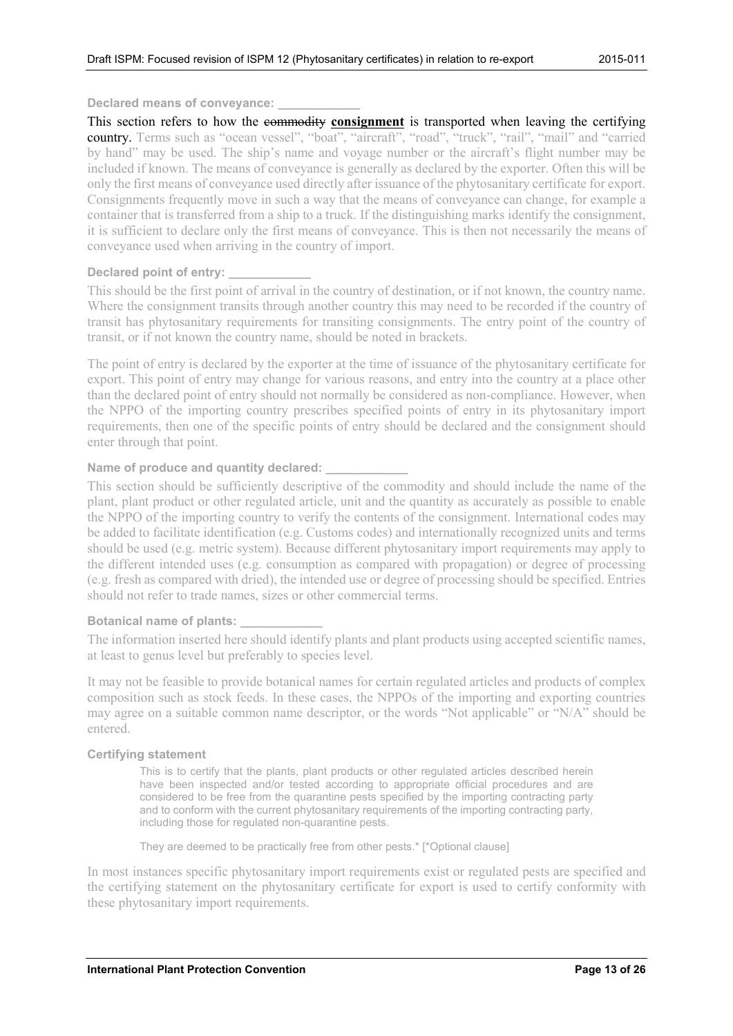**Declared means of conveyance: ____________**

This section refers to how the ~~commodity~~ **consignment** is transported when leaving the certifying country. Terms such as "ocean vessel", "boat", "aircraft", "road", "truck", "rail", "mail" and "carried by hand" may be used. The ship's name and voyage number or the aircraft's flight number may be included if known. The means of conveyance is generally as declared by the exporter. Often this will be only the first means of conveyance used directly after issuance of the phytosanitary certificate for export. Consignments frequently move in such a way that the means of conveyance can change, for example a container that is transferred from a ship to a truck. If the distinguishing marks identify the consignment, it is sufficient to declare only the first means of conveyance. This is then not necessarily the means of conveyance used when arriving in the country of import.

**Declared point of entry: ____________**

This should be the first point of arrival in the country of destination, or if not known, the country name. Where the consignment transits through another country this may need to be recorded if the country of transit has phytosanitary requirements for transiting consignments. The entry point of the country of transit, or if not known the country name, should be noted in brackets.

The point of entry is declared by the exporter at the time of issuance of the phytosanitary certificate for export. This point of entry may change for various reasons, and entry into the country at a place other than the declared point of entry should not normally be considered as non-compliance. However, when the NPPO of the importing country prescribes specified points of entry in its phytosanitary import requirements, then one of the specific points of entry should be declared and the consignment should enter through that point.

**Name of produce and quantity declared: ____________**

This section should be sufficiently descriptive of the commodity and should include the name of the plant, plant product or other regulated article, unit and the quantity as accurately as possible to enable the NPPO of the importing country to verify the contents of the consignment. International codes may be added to facilitate identification (e.g. Customs codes) and internationally recognized units and terms should be used (e.g. metric system). Because different phytosanitary import requirements may apply to the different intended uses (e.g. consumption as compared with propagation) or degree of processing (e.g. fresh as compared with dried), the intended use or degree of processing should be specified. Entries should not refer to trade names, sizes or other commercial terms.

**Botanical name of plants: ____________**

The information inserted here should identify plants and plant products using accepted scientific names, at least to genus level but preferably to species level.

It may not be feasible to provide botanical names for certain regulated articles and products of complex composition such as stock feeds. In these cases, the NPPOs of the importing and exporting countries may agree on a suitable common name descriptor, or the words "Not applicable" or "N/A" should be entered.

**Certifying statement**

> This is to certify that the plants, plant products or other regulated articles described herein have been inspected and/or tested according to appropriate official procedures and are considered to be free from the quarantine pests specified by the importing contracting party and to conform with the current phytosanitary requirements of the importing contracting party, including those for regulated non-quarantine pests.
>
> They are deemed to be practically free from other pests.* [*Optional clause]

In most instances specific phytosanitary import requirements exist or regulated pests are specified and the certifying statement on the phytosanitary certificate for export is used to certify conformity with these phytosanitary import requirements.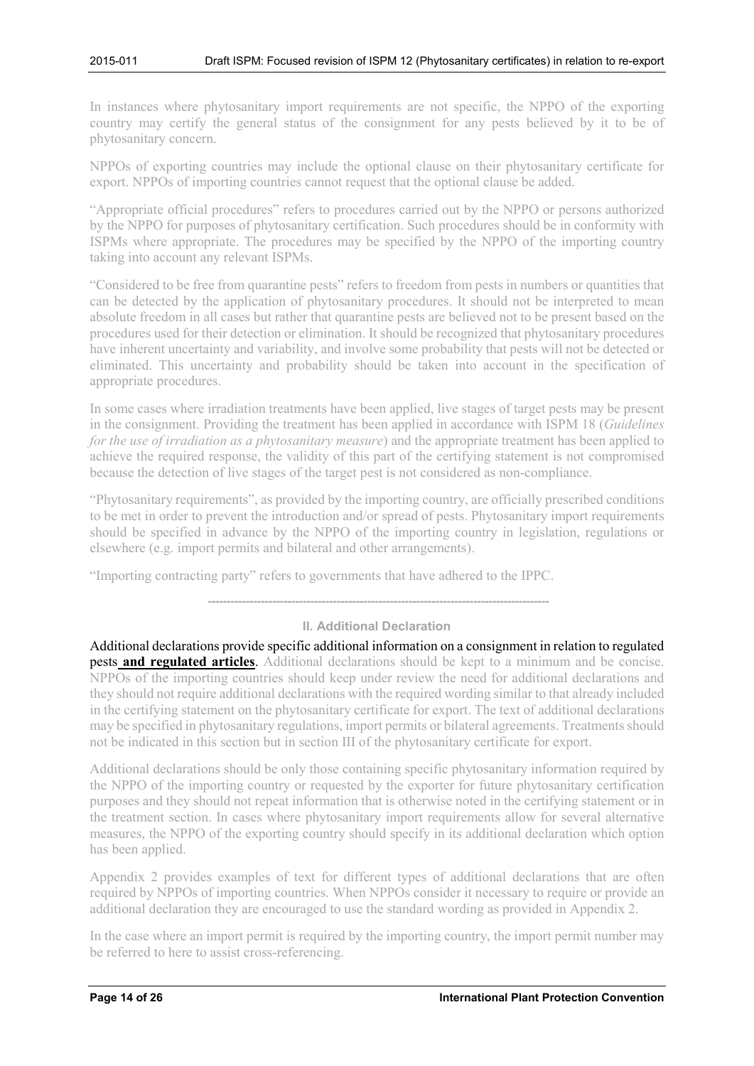In instances where phytosanitary import requirements are not specific, the NPPO of the exporting country may certify the general status of the consignment for any pests believed by it to be of phytosanitary concern.

NPPOs of exporting countries may include the optional clause on their phytosanitary certificate for export. NPPOs of importing countries cannot request that the optional clause be added.

"Appropriate official procedures" refers to procedures carried out by the NPPO or persons authorized by the NPPO for purposes of phytosanitary certification. Such procedures should be in conformity with ISPMs where appropriate. The procedures may be specified by the NPPO of the importing country taking into account any relevant ISPMs.

"Considered to be free from quarantine pests" refers to freedom from pests in numbers or quantities that can be detected by the application of phytosanitary procedures. It should not be interpreted to mean absolute freedom in all cases but rather that quarantine pests are believed not to be present based on the procedures used for their detection or elimination. It should be recognized that phytosanitary procedures have inherent uncertainty and variability, and involve some probability that pests will not be detected or eliminated. This uncertainty and probability should be taken into account in the specification of appropriate procedures.

In some cases where irradiation treatments have been applied, live stages of target pests may be present in the consignment. Providing the treatment has been applied in accordance with ISPM 18 (*Guidelines for the use of irradiation as a phytosanitary measure*) and the appropriate treatment has been applied to achieve the required response, the validity of this part of the certifying statement is not compromised because the detection of live stages of the target pest is not considered as non-compliance.

"Phytosanitary requirements", as provided by the importing country, are officially prescribed conditions to be met in order to prevent the introduction and/or spread of pests. Phytosanitary import requirements should be specified in advance by the NPPO of the importing country in legislation, regulations or elsewhere (e.g. import permits and bilateral and other arrangements).

"Importing contracting party" refers to governments that have adhered to the IPPC.

---

### II. Additional Declaration

Additional declarations provide specific additional information on a consignment in relation to regulated pests **and regulated articles**. Additional declarations should be kept to a minimum and be concise. NPPOs of the importing countries should keep under review the need for additional declarations and they should not require additional declarations with the required wording similar to that already included in the certifying statement on the phytosanitary certificate for export. The text of additional declarations may be specified in phytosanitary regulations, import permits or bilateral agreements. Treatments should not be indicated in this section but in section III of the phytosanitary certificate for export.

Additional declarations should be only those containing specific phytosanitary information required by the NPPO of the importing country or requested by the exporter for future phytosanitary certification purposes and they should not repeat information that is otherwise noted in the certifying statement or in the treatment section. In cases where phytosanitary import requirements allow for several alternative measures, the NPPO of the exporting country should specify in its additional declaration which option has been applied.

Appendix 2 provides examples of text for different types of additional declarations that are often required by NPPOs of importing countries. When NPPOs consider it necessary to require or provide an additional declaration they are encouraged to use the standard wording as provided in Appendix 2.

In the case where an import permit is required by the importing country, the import permit number may be referred to here to assist cross-referencing.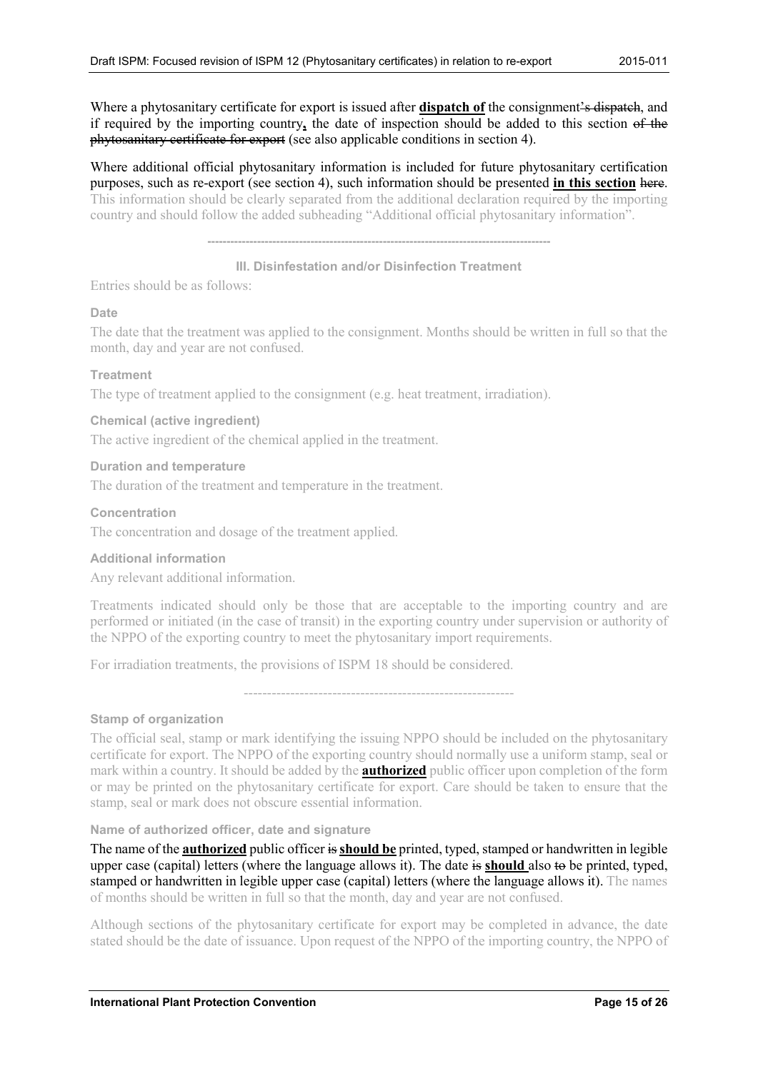Where a phytosanitary certificate for export is issued after **dispatch of** the consignment~~'s dispatch~~, and if required by the importing country**,** the date of inspection should be added to this section ~~of the phytosanitary certificate for export~~ (see also applicable conditions in section 4).

Where additional official phytosanitary information is included for future phytosanitary certification purposes, such as re-export (see section 4), such information should be presented **in this section** ~~here~~. This information should be clearly separated from the additional declaration required by the importing country and should follow the added subheading "Additional official phytosanitary information".

-----------------------------------------------------------------------------------------

### III. Disinfestation and/or Disinfection Treatment

Entries should be as follows:

**Date**

The date that the treatment was applied to the consignment. Months should be written in full so that the month, day and year are not confused.

**Treatment**

The type of treatment applied to the consignment (e.g. heat treatment, irradiation).

**Chemical (active ingredient)**

The active ingredient of the chemical applied in the treatment.

**Duration and temperature**

The duration of the treatment and temperature in the treatment.

**Concentration**

The concentration and dosage of the treatment applied.

**Additional information**

Any relevant additional information.

Treatments indicated should only be those that are acceptable to the importing country and are performed or initiated (in the case of transit) in the exporting country under supervision or authority of the NPPO of the exporting country to meet the phytosanitary import requirements.

For irradiation treatments, the provisions of ISPM 18 should be considered.

----------------------------------------------------------

**Stamp of organization**

The official seal, stamp or mark identifying the issuing NPPO should be included on the phytosanitary certificate for export. The NPPO of the exporting country should normally use a uniform stamp, seal or mark within a country. It should be added by the **authorized** public officer upon completion of the form or may be printed on the phytosanitary certificate for export. Care should be taken to ensure that the stamp, seal or mark does not obscure essential information.

**Name of authorized officer, date and signature**

The name of the **authorized** public officer ~~is~~ **should be** printed, typed, stamped or handwritten in legible upper case (capital) letters (where the language allows it). The date ~~is~~ **should** also ~~to~~ be printed, typed, stamped or handwritten in legible upper case (capital) letters (where the language allows it). The names of months should be written in full so that the month, day and year are not confused.

Although sections of the phytosanitary certificate for export may be completed in advance, the date stated should be the date of issuance. Upon request of the NPPO of the importing country, the NPPO of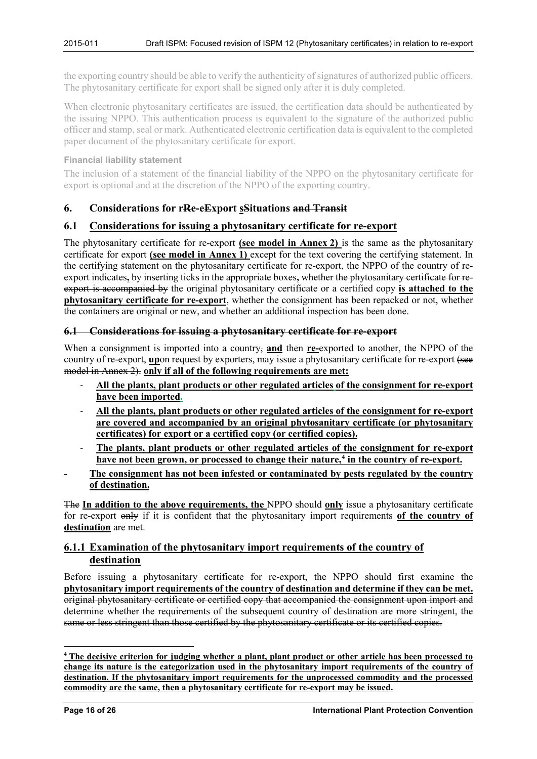the exporting country should be able to verify the authenticity of signatures of authorized public officers. The phytosanitary certificate for export shall be signed only after it is duly completed.

When electronic phytosanitary certificates are issued, the certification data should be authenticated by the issuing NPPO. This authentication process is equivalent to the signature of the authorized public officer and stamp, seal or mark. Authenticated electronic certification data is equivalent to the completed paper document of the phytosanitary certificate for export.

#### Financial liability statement

The inclusion of a statement of the financial liability of the NPPO on the phytosanitary certificate for export is optional and at the discretion of the NPPO of the exporting country.

## 6. Considerations for r~~R~~e-e~~E~~xport **s**~~S~~ituations ~~and Transit~~

### 6.1 **Considerations for issuing a phytosanitary certificate for re-export**

The phytosanitary certificate for re-export **(see model in Annex 2)** is the same as the phytosanitary certificate for export **(see model in Annex 1)** except for the text covering the certifying statement. In the certifying statement on the phytosanitary certificate for re-export, the NPPO of the country of re-export indicates**,** by inserting ticks in the appropriate boxes**,** whether ~~the phytosanitary certificate for re-export is accompanied by~~ the original phytosanitary certificate or a certified copy **is attached to the phytosanitary certificate for re-export**, whether the consignment has been repacked or not, whether the containers are original or new, and whether an additional inspection has been done.

### ~~6.1 Considerations for issuing a phytosanitary certificate for re-export~~

When a consignment is imported into a country~~,~~ **and** then **re-**exported to another, the NPPO of the country of re-export, **up**on request by exporters, may issue a phytosanitary certificate for re-export ~~(see model in Annex 2)~~. **only if all of the following requirements are met:**

- **All the plants, plant products or other regulated articles of the consignment for re-export have been imported.**
- **All the plants, plant products or other regulated articles of the consignment for re-export are covered and accompanied by an original phytosanitary certificate (or phytosanitary certificates) for export or a certified copy (or certified copies).**
- **The plants, plant products or other regulated articles of the consignment for re-export have not been grown, or processed to change their nature,[4] in the country of re-export.**
- **The consignment has not been infested or contaminated by pests regulated by the country of destination.**

~~The~~ **In addition to the above requirements, the** NPPO should **only** issue a phytosanitary certificate for re-export ~~only~~ if it is confident that the phytosanitary import requirements **of the country of destination** are met.

#### 6.1.1 **Examination of the phytosanitary import requirements of the country of destination**

Before issuing a phytosanitary certificate for re-export, the NPPO should first examine the **phytosanitary import requirements of the country of destination and determine if they can be met.** ~~original phytosanitary certificate or certified copy that accompanied the consignment upon import and determine whether the requirements of the subsequent country of destination are more stringent, the same or less stringent than those certified by the phytosanitary certificate or its certified copies.~~

---

[4] **The decisive criterion for judging whether a plant, plant product or other article has been processed to change its nature is the categorization used in the phytosanitary import requirements of the country of destination. If the phytosanitary import requirements for the unprocessed commodity and the processed commodity are the same, then a phytosanitary certificate for re-export may be issued.**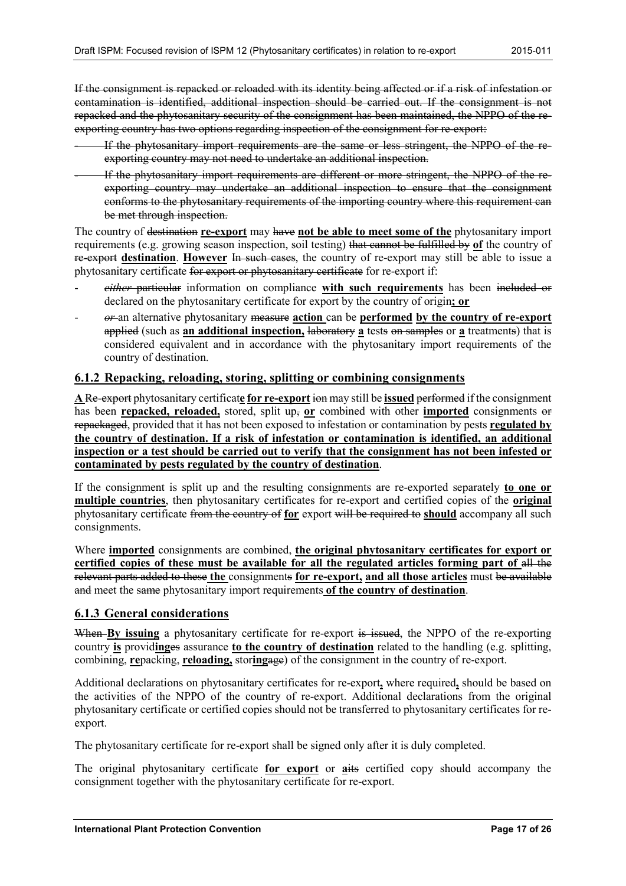~~If the consignment is repacked or reloaded with its identity being affected or if a risk of infestation or contamination is identified, additional inspection should be carried out. If the consignment is not repacked and the phytosanitary security of the consignment has been maintained, the NPPO of the re-exporting country has two options regarding inspection of the consignment for re-export:~~

- ~~If the phytosanitary import requirements are the same or less stringent, the NPPO of the re-exporting country may not need to undertake an additional inspection.~~
- ~~If the phytosanitary import requirements are different or more stringent, the NPPO of the re-exporting country may undertake an additional inspection to ensure that the consignment conforms to the phytosanitary requirements of the importing country where this requirement can be met through inspection.~~

The country of ~~destination~~ **re-export** may ~~have~~ **not be able to meet some of the** phytosanitary import requirements (e.g. growing season inspection, soil testing) ~~that cannot be fulfilled by~~ **of** the country of ~~re-export~~ **destination**. **However** ~~In such cases~~, the country of re-export may still be able to issue a phytosanitary certificate ~~for export or phytosanitary certificate~~ for re-export if:

- ~~*either*~~ ~~particular~~ information on compliance **with such requirements** has been ~~included or~~ declared on the phytosanitary certificate for export by the country of origin**; or**
- ~~*or*~~ an alternative phytosanitary ~~measure~~ **action** can be **performed by the country of re-export** ~~applied~~ (such as **an additional inspection,** ~~laboratory~~ **a** tests ~~on samples~~ or **a** treatments) that is considered equivalent and in accordance with the phytosanitary import requirements of the country of destination.

## 6.1.2 Repacking, reloading, storing, splitting or combining consignments

**A** ~~Re-export~~ phytosanitary certificat**e for re-export** ~~ion~~ may still be **issued** ~~performed~~ if the consignment has been **repacked, reloaded,** stored, split up~~,~~ **or** combined with other **imported** consignments ~~or repackaged~~, provided that it has not been exposed to infestation or contamination by pests **regulated by the country of destination. If a risk of infestation or contamination is identified, an additional inspection or a test should be carried out to verify that the consignment has not been infested or contaminated by pests regulated by the country of destination**.

If the consignment is split up and the resulting consignments are re-exported separately **to one or multiple countries**, then phytosanitary certificates for re-export and certified copies of the **original** phytosanitary certificate ~~from the country of~~ **for** export ~~will be required to~~ **should** accompany all such consignments.

Where **imported** consignments are combined, **the original phytosanitary certificates for export or certified copies of these must be available for all the regulated articles forming part of** ~~all the relevant parts added to these~~ **the** consignment~~s~~ **for re-export, and all those articles** must ~~be available and~~ meet the ~~same~~ phytosanitary import requirements **of the country of destination**.

## 6.1.3 General considerations

~~When~~ **By issuing** a phytosanitary certificate for re-export ~~is issued~~, the NPPO of the re-exporting country **is** provid**ing**~~es~~ assurance **to the country of destination** related to the handling (e.g. splitting, combining, **re**packing, **reloading,** stor**ing**~~age~~) of the consignment in the country of re-export.

Additional declarations on phytosanitary certificates for re-export**,** where required**,** should be based on the activities of the NPPO of the country of re-export. Additional declarations from the original phytosanitary certificate or certified copies should not be transferred to phytosanitary certificates for re-export.

The phytosanitary certificate for re-export shall be signed only after it is duly completed.

The original phytosanitary certificate **for export** or **a**~~its~~ certified copy should accompany the consignment together with the phytosanitary certificate for re-export.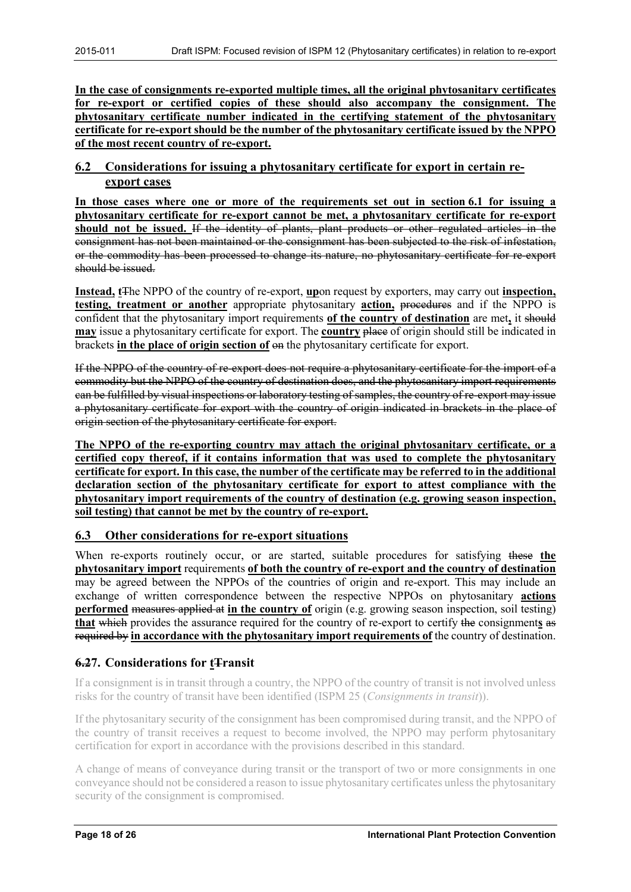**In the case of consignments re-exported multiple times, all the original phytosanitary certificates for re-export or certified copies of these should also accompany the consignment. The phytosanitary certificate number indicated in the certifying statement of the phytosanitary certificate for re-export should be the number of the phytosanitary certificate issued by the NPPO of the most recent country of re-export.**

## 6.2 Considerations for issuing a phytosanitary certificate for export in certain re-export cases

**In those cases where one or more of the requirements set out in section 6.1 for issuing a phytosanitary certificate for re-export cannot be met, a phytosanitary certificate for re-export should not be issued.** ~~If the identity of plants, plant products or other regulated articles in the consignment has not been maintained or the consignment has been subjected to the risk of infestation, or the commodity has been processed to change its nature, no phytosanitary certificate for re-export should be issued.~~

**Instead, t**~~T~~he NPPO of the country of re-export, **up**on request by exporters, may carry out **inspection, testing, treatment or another** appropriate phytosanitary **action,** ~~procedures~~ and if the NPPO is confident that the phytosanitary import requirements **of the country of destination** are met**,** it ~~should~~ **may** issue a phytosanitary certificate for export. The **country** ~~place~~ of origin should still be indicated in brackets **in the place of origin section of** ~~on~~ the phytosanitary certificate for export.

~~If the NPPO of the country of re-export does not require a phytosanitary certificate for the import of a commodity but the NPPO of the country of destination does, and the phytosanitary import requirements can be fulfilled by visual inspections or laboratory testing of samples, the country of re-export may issue a phytosanitary certificate for export with the country of origin indicated in brackets in the place of origin section of the phytosanitary certificate for export.~~

**The NPPO of the re-exporting country may attach the original phytosanitary certificate, or a certified copy thereof, if it contains information that was used to complete the phytosanitary certificate for export. In this case, the number of the certificate may be referred to in the additional declaration section of the phytosanitary certificate for export to attest compliance with the phytosanitary import requirements of the country of destination (e.g. growing season inspection, soil testing) that cannot be met by the country of re-export.**

## 6.3 Other considerations for re-export situations

When re-exports routinely occur, or are started, suitable procedures for satisfying ~~these~~ **the phytosanitary import** requirements **of both the country of re-export and the country of destination** may be agreed between the NPPOs of the countries of origin and re-export. This may include an exchange of written correspondence between the respective NPPOs on phytosanitary **actions performed** ~~measures applied at~~ **in the country of** origin (e.g. growing season inspection, soil testing) **that** ~~which~~ provides the assurance required for the country of re-export to certify ~~the~~ consignment**s** ~~as required by~~ **in accordance with the phytosanitary import requirements of** the country of destination.

## ~~6.2~~7. Considerations for **t**~~T~~ransit

If a consignment is in transit through a country, the NPPO of the country of transit is not involved unless risks for the country of transit have been identified (ISPM 25 (*Consignments in transit*)).

If the phytosanitary security of the consignment has been compromised during transit, and the NPPO of the country of transit receives a request to become involved, the NPPO may perform phytosanitary certification for export in accordance with the provisions described in this standard.

A change of means of conveyance during transit or the transport of two or more consignments in one conveyance should not be considered a reason to issue phytosanitary certificates unless the phytosanitary security of the consignment is compromised.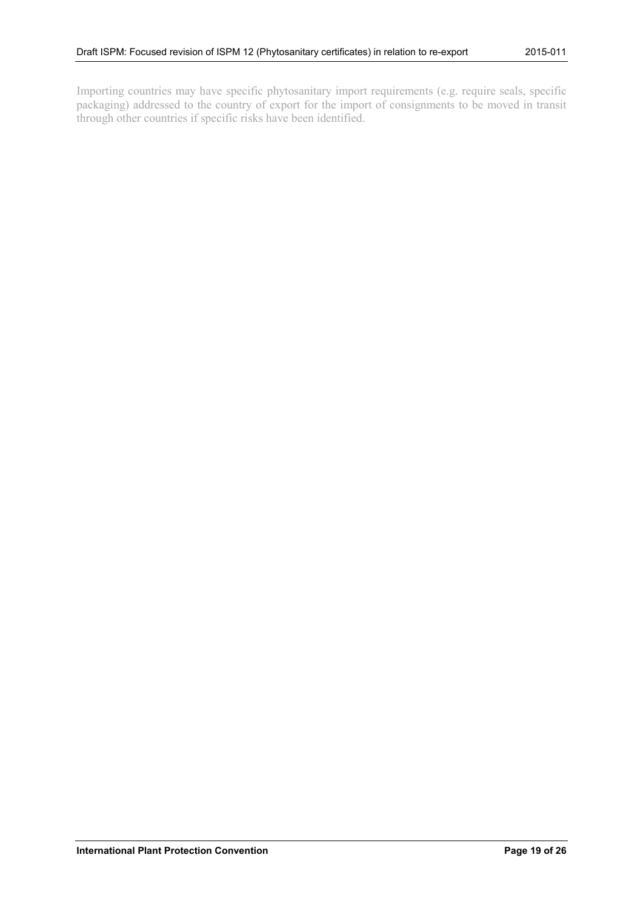Importing countries may have specific phytosanitary import requirements (e.g. require seals, specific packaging) addressed to the country of export for the import of consignments to be moved in transit through other countries if specific risks have been identified.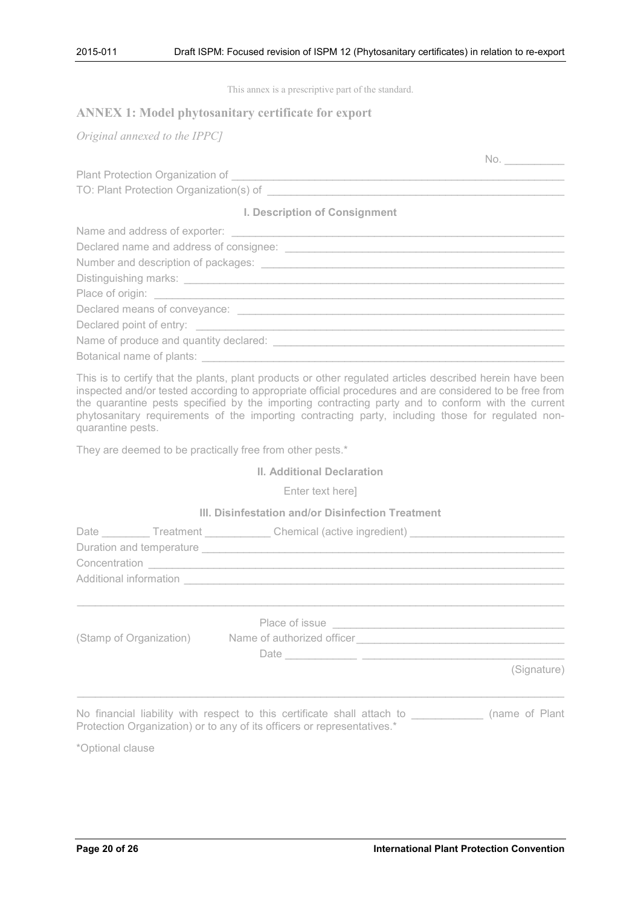This annex is a prescriptive part of the standard.

## ANNEX 1: Model phytosanitary certificate for export

*Original annexed to the IPPC]*

No. __________

Plant Protection Organization of ____________________________________________

TO: Plant Protection Organization(s) of ________________________________________

### I. Description of Consignment

Name and address of exporter: ______________________________________________

Declared name and address of consignee: ______________________________________

Number and description of packages: _________________________________________

Distinguishing marks: ______________________________________________________

Place of origin: __________________________________________________________

Declared means of conveyance: _____________________________________________

Declared point of entry: ____________________________________________________

Name of produce and quantity declared: _______________________________________

Botanical name of plants: ___________________________________________________

This is to certify that the plants, plant products or other regulated articles described herein have been inspected and/or tested according to appropriate official procedures and are considered to be free from the quarantine pests specified by the importing contracting party and to conform with the current phytosanitary requirements of the importing contracting party, including those for regulated non-quarantine pests.

They are deemed to be practically free from other pests.*

### II. Additional Declaration

Enter text here]

### III. Disinfestation and/or Disinfection Treatment

Date ________ Treatment ___________ Chemical (active ingredient) ________________________

Duration and temperature ___________________________________________________

Concentration ____________________________________________________________

Additional information ______________________________________________________

___________________________________________________________________________

Place of issue ______________________________________

(Stamp of Organization) Name of authorized officer ______________________________

Date ____________ ______________________________

(Signature)

___________________________________________________________________________

No financial liability with respect to this certificate shall attach to ____________ (name of Plant Protection Organization) or to any of its officers or representatives.*

*Optional clause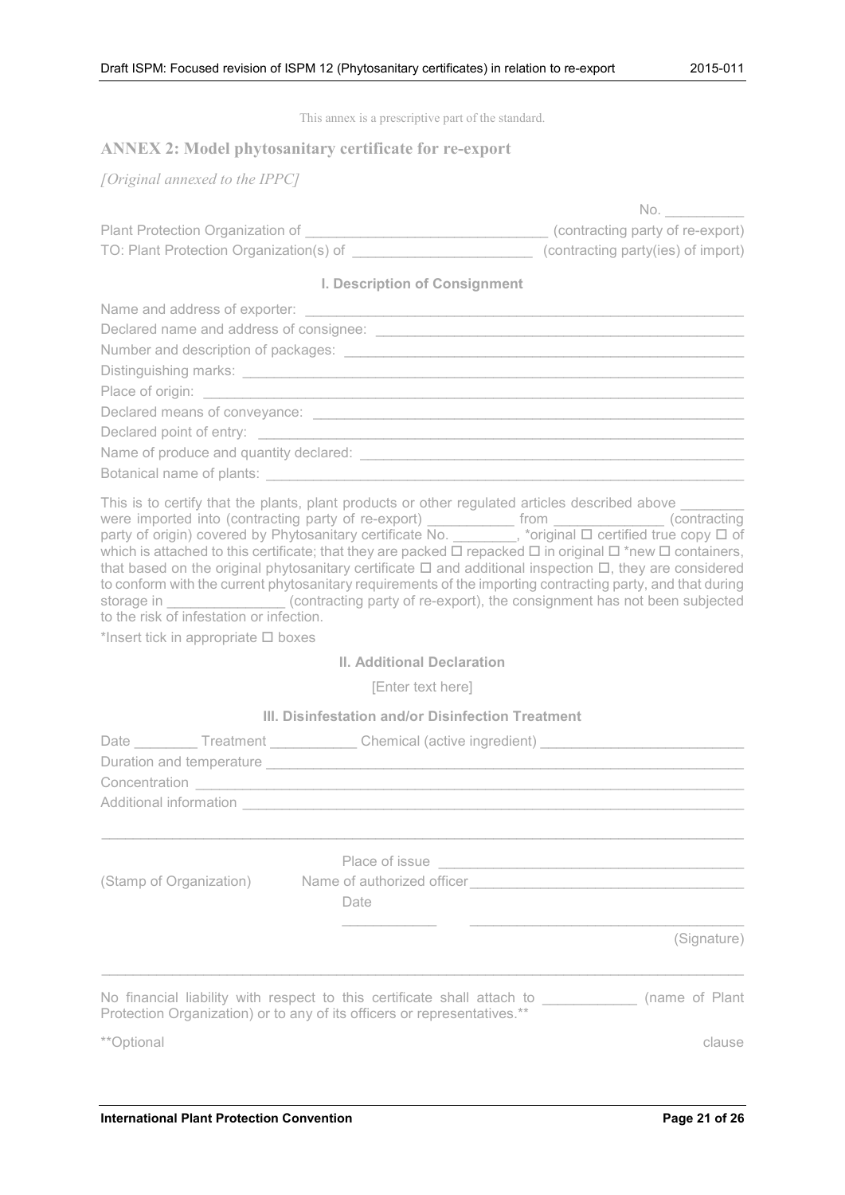This annex is a prescriptive part of the standard.

## ANNEX 2: Model phytosanitary certificate for re-export

*[Original annexed to the IPPC]*

No. __________

Plant Protection Organization of ______________________________ (contracting party of re-export)

TO: Plant Protection Organization(s) of ______________________ (contracting party(ies) of import)

### I. Description of Consignment

Name and address of exporter: ____________________________________________________

Declared name and address of consignee: ____________________________________________

Number and description of packages: _______________________________________________

Distinguishing marks: ____________________________________________________________

Place of origin: _________________________________________________________________

Declared means of conveyance: ____________________________________________________

Declared point of entry: __________________________________________________________

Name of produce and quantity declared: _____________________________________________

Botanical name of plants: _________________________________________________________

This is to certify that the plants, plant products or other regulated articles described above ________ were imported into (contracting party of re-export) ___________ from ______________ (contracting party of origin) covered by Phytosanitary certificate No. ________, *original ☐ certified true copy ☐ of which is attached to this certificate; that they are packed ☐ repacked ☐ in original ☐ *new ☐ containers, that based on the original phytosanitary certificate ☐ and additional inspection ☐, they are considered to conform with the current phytosanitary requirements of the importing contracting party, and that during storage in _______________ (contracting party of re-export), the consignment has not been subjected to the risk of infestation or infection.

*Insert tick in appropriate ☐ boxes

### II. Additional Declaration

[Enter text here]

### III. Disinfestation and/or Disinfection Treatment

Date ________ Treatment ___________ Chemical (active ingredient) _________________________

Duration and temperature _________________________________________________________

Concentration __________________________________________________________________

Additional information ____________________________________________________________

_______________________________________________________________________________

Place of issue ______________________________________

(Stamp of Organization) Name of authorized officer___________________________________

Date

____________ __________________________________

(Signature)

_______________________________________________________________________________

No financial liability with respect to this certificate shall attach to ____________ (name of Plant Protection Organization) or to any of its officers or representatives.**

**Optional clause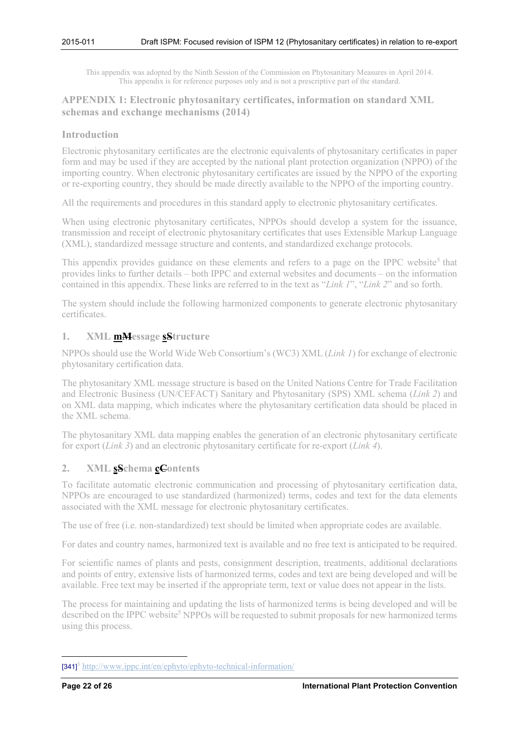This appendix was adopted by the Ninth Session of the Commission on Phytosanitary Measures in April 2014. This appendix is for reference purposes only and is not a prescriptive part of the standard.

## APPENDIX 1: Electronic phytosanitary certificates, information on standard XML schemas and exchange mechanisms (2014)

### Introduction

Electronic phytosanitary certificates are the electronic equivalents of phytosanitary certificates in paper form and may be used if they are accepted by the national plant protection organization (NPPO) of the importing country. When electronic phytosanitary certificates are issued by the NPPO of the exporting or re-exporting country, they should be made directly available to the NPPO of the importing country.

All the requirements and procedures in this standard apply to electronic phytosanitary certificates.

When using electronic phytosanitary certificates, NPPOs should develop a system for the issuance, transmission and receipt of electronic phytosanitary certificates that uses Extensible Markup Language (XML), standardized message structure and contents, and standardized exchange protocols.

This appendix provides guidance on these elements and refers to a page on the IPPC website[5] that provides links to further details – both IPPC and external websites and documents – on the information contained in this appendix. These links are referred to in the text as "*Link 1*", "*Link 2*" and so forth.

The system should include the following harmonized components to generate electronic phytosanitary certificates.

### 1. XML ~~M~~message ~~S~~structure

NPPOs should use the World Wide Web Consortium's (WC3) XML (*Link 1*) for exchange of electronic phytosanitary certification data.

The phytosanitary XML message structure is based on the United Nations Centre for Trade Facilitation and Electronic Business (UN/CEFACT) Sanitary and Phytosanitary (SPS) XML schema (*Link 2*) and on XML data mapping, which indicates where the phytosanitary certification data should be placed in the XML schema.

The phytosanitary XML data mapping enables the generation of an electronic phytosanitary certificate for export (*Link 3*) and an electronic phytosanitary certificate for re-export (*Link 4*).

### 2. XML ~~S~~schema ~~C~~contents

To facilitate automatic electronic communication and processing of phytosanitary certification data, NPPOs are encouraged to use standardized (harmonized) terms, codes and text for the data elements associated with the XML message for electronic phytosanitary certificates.

The use of free (i.e. non-standardized) text should be limited when appropriate codes are available.

For dates and country names, harmonized text is available and no free text is anticipated to be required.

For scientific names of plants and pests, consignment description, treatments, additional declarations and points of entry, extensive lists of harmonized terms, codes and text are being developed and will be available. Free text may be inserted if the appropriate term, text or value does not appear in the lists.

The process for maintaining and updating the lists of harmonized terms is being developed and will be described on the IPPC website[5] NPPOs will be requested to submit proposals for new harmonized terms using this process.

---

[341][5] http://www.ippc.int/en/ephyto/ephyto-technical-information/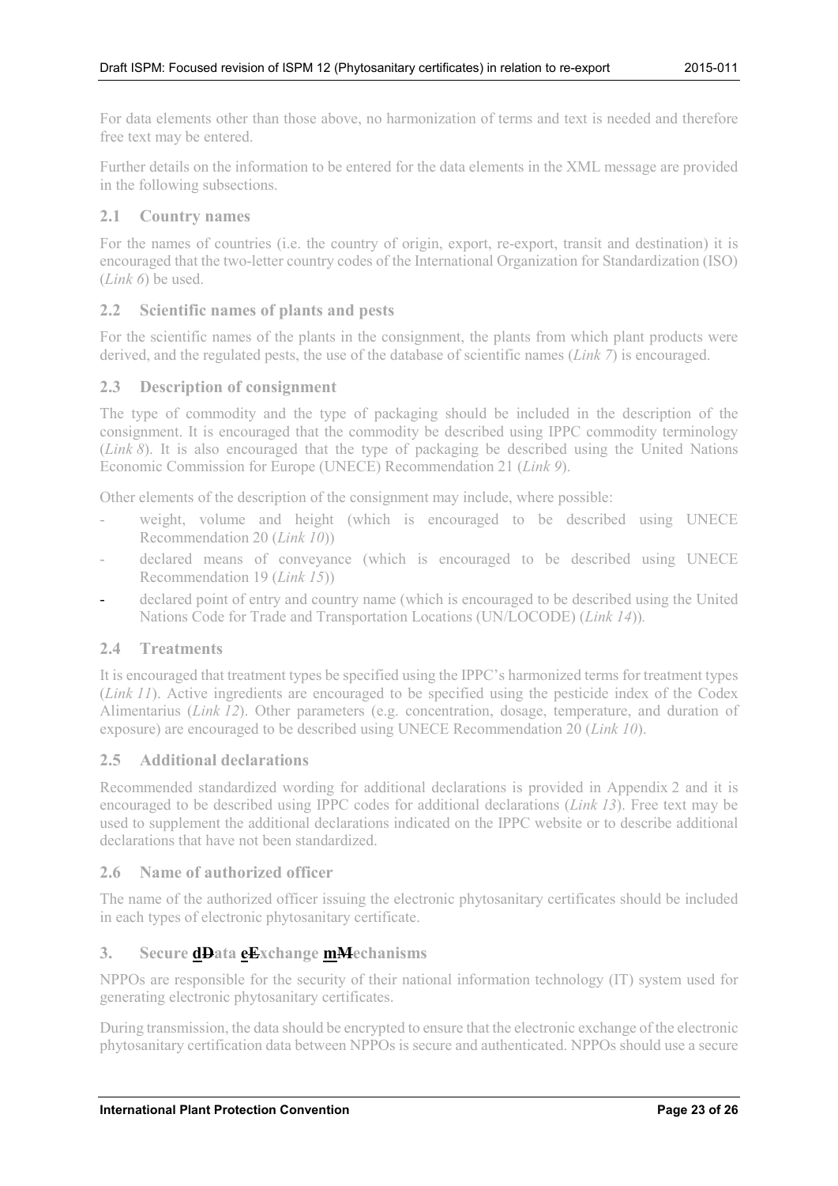For data elements other than those above, no harmonization of terms and text is needed and therefore free text may be entered.

Further details on the information to be entered for the data elements in the XML message are provided in the following subsections.

### 2.1 Country names

For the names of countries (i.e. the country of origin, export, re-export, transit and destination) it is encouraged that the two-letter country codes of the International Organization for Standardization (ISO) (*Link 6*) be used.

### 2.2 Scientific names of plants and pests

For the scientific names of the plants in the consignment, the plants from which plant products were derived, and the regulated pests, the use of the database of scientific names (*Link 7*) is encouraged.

### 2.3 Description of consignment

The type of commodity and the type of packaging should be included in the description of the consignment. It is encouraged that the commodity be described using IPPC commodity terminology (*Link 8*). It is also encouraged that the type of packaging be described using the United Nations Economic Commission for Europe (UNECE) Recommendation 21 (*Link 9*).

Other elements of the description of the consignment may include, where possible:

- weight, volume and height (which is encouraged to be described using UNECE Recommendation 20 (*Link 10*))
- declared means of conveyance (which is encouraged to be described using UNECE Recommendation 19 (*Link 15*))
- declared point of entry and country name (which is encouraged to be described using the United Nations Code for Trade and Transportation Locations (UN/LOCODE) (*Link 14*)).

### 2.4 Treatments

It is encouraged that treatment types be specified using the IPPC's harmonized terms for treatment types (*Link 11*). Active ingredients are encouraged to be specified using the pesticide index of the Codex Alimentarius (*Link 12*). Other parameters (e.g. concentration, dosage, temperature, and duration of exposure) are encouraged to be described using UNECE Recommendation 20 (*Link 10*).

### 2.5 Additional declarations

Recommended standardized wording for additional declarations is provided in Appendix 2 and it is encouraged to be described using IPPC codes for additional declarations (*Link 13*). Free text may be used to supplement the additional declarations indicated on the IPPC website or to describe additional declarations that have not been standardized.

### 2.6 Name of authorized officer

The name of the authorized officer issuing the electronic phytosanitary certificates should be included in each types of electronic phytosanitary certificate.

## 3. Secure dData eExchange mMechanisms

NPPOs are responsible for the security of their national information technology (IT) system used for generating electronic phytosanitary certificates.

During transmission, the data should be encrypted to ensure that the electronic exchange of the electronic phytosanitary certification data between NPPOs is secure and authenticated. NPPOs should use a secure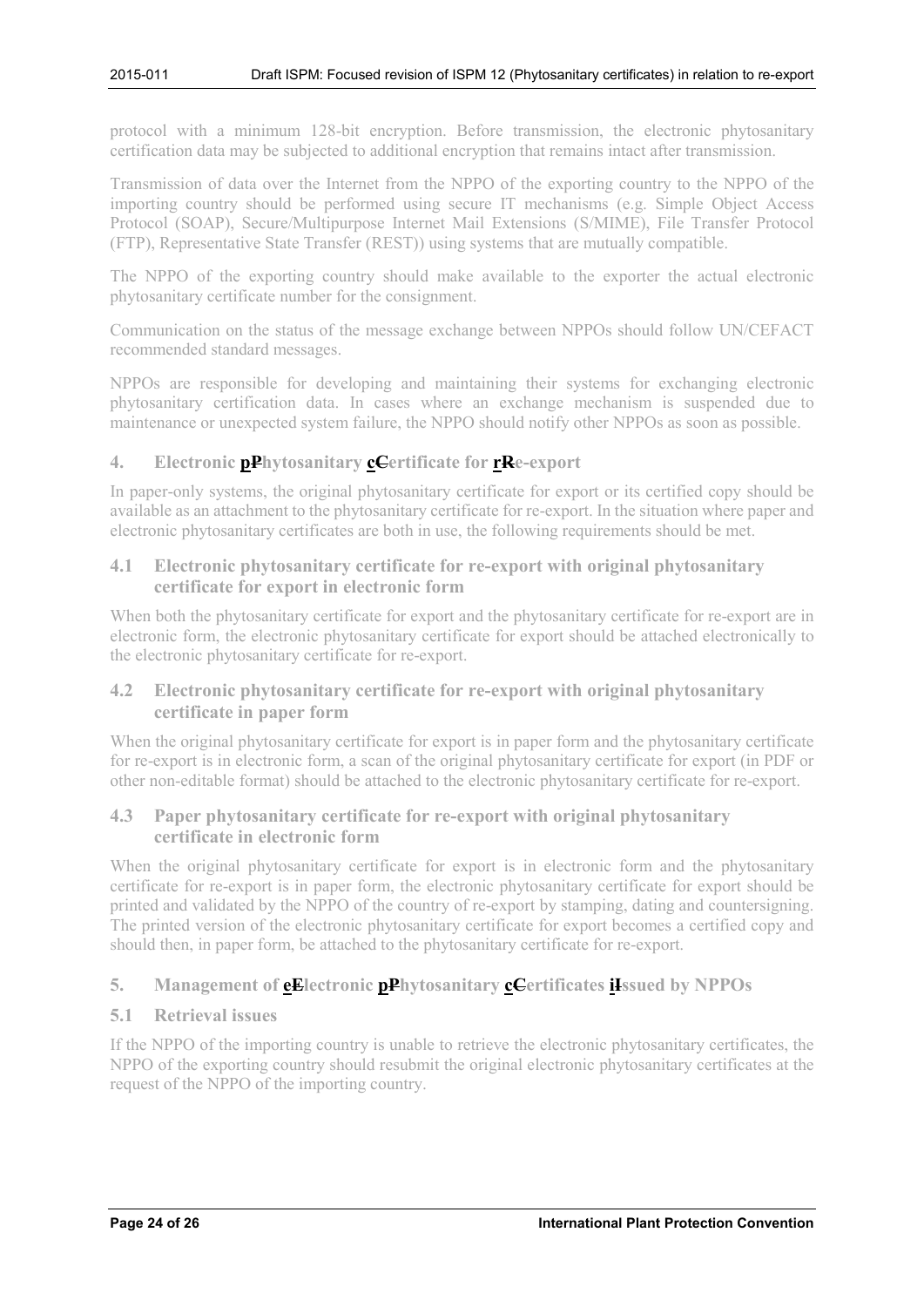protocol with a minimum 128-bit encryption. Before transmission, the electronic phytosanitary certification data may be subjected to additional encryption that remains intact after transmission.

Transmission of data over the Internet from the NPPO of the exporting country to the NPPO of the importing country should be performed using secure IT mechanisms (e.g. Simple Object Access Protocol (SOAP), Secure/Multipurpose Internet Mail Extensions (S/MIME), File Transfer Protocol (FTP), Representative State Transfer (REST)) using systems that are mutually compatible.

The NPPO of the exporting country should make available to the exporter the actual electronic phytosanitary certificate number for the consignment.

Communication on the status of the message exchange between NPPOs should follow UN/CEFACT recommended standard messages.

NPPOs are responsible for developing and maintaining their systems for exchanging electronic phytosanitary certification data. In cases where an exchange mechanism is suspended due to maintenance or unexpected system failure, the NPPO should notify other NPPOs as soon as possible.

## 4. Electronic p~~P~~hytosanitary c~~C~~ertificate for r~~R~~e-export

In paper-only systems, the original phytosanitary certificate for export or its certified copy should be available as an attachment to the phytosanitary certificate for re-export. In the situation where paper and electronic phytosanitary certificates are both in use, the following requirements should be met.

### 4.1 Electronic phytosanitary certificate for re-export with original phytosanitary certificate for export in electronic form

When both the phytosanitary certificate for export and the phytosanitary certificate for re-export are in electronic form, the electronic phytosanitary certificate for export should be attached electronically to the electronic phytosanitary certificate for re-export.

### 4.2 Electronic phytosanitary certificate for re-export with original phytosanitary certificate in paper form

When the original phytosanitary certificate for export is in paper form and the phytosanitary certificate for re-export is in electronic form, a scan of the original phytosanitary certificate for export (in PDF or other non-editable format) should be attached to the electronic phytosanitary certificate for re-export.

### 4.3 Paper phytosanitary certificate for re-export with original phytosanitary certificate in electronic form

When the original phytosanitary certificate for export is in electronic form and the phytosanitary certificate for re-export is in paper form, the electronic phytosanitary certificate for export should be printed and validated by the NPPO of the country of re-export by stamping, dating and countersigning. The printed version of the electronic phytosanitary certificate for export becomes a certified copy and should then, in paper form, be attached to the phytosanitary certificate for re-export.

## 5. Management of e~~E~~lectronic p~~P~~hytosanitary c~~C~~ertificates i~~I~~ssued by NPPOs

### 5.1 Retrieval issues

If the NPPO of the importing country is unable to retrieve the electronic phytosanitary certificates, the NPPO of the exporting country should resubmit the original electronic phytosanitary certificates at the request of the NPPO of the importing country.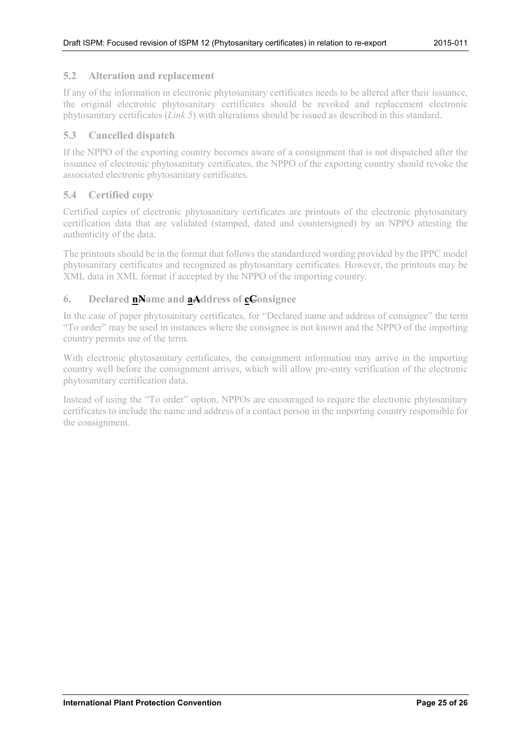## 5.2 Alteration and replacement

If any of the information in electronic phytosanitary certificates needs to be altered after their issuance, the original electronic phytosanitary certificates should be revoked and replacement electronic phytosanitary certificates (*Link 5*) with alterations should be issued as described in this standard.

## 5.3 Cancelled dispatch

If the NPPO of the exporting country becomes aware of a consignment that is not dispatched after the issuance of electronic phytosanitary certificates, the NPPO of the exporting country should revoke the associated electronic phytosanitary certificates.

## 5.4 Certified copy

Certified copies of electronic phytosanitary certificates are printouts of the electronic phytosanitary certification data that are validated (stamped, dated and countersigned) by an NPPO attesting the authenticity of the data.

The printouts should be in the format that follows the standardized wording provided by the IPPC model phytosanitary certificates and recognized as phytosanitary certificates. However, the printouts may be XML data in XML format if accepted by the NPPO of the importing country.

# 6. Declared ~~N~~name and ~~A~~address of ~~C~~consignee

In the case of paper phytosanitary certificates, for "Declared name and address of consignee" the term "To order" may be used in instances where the consignee is not known and the NPPO of the importing country permits use of the term.

With electronic phytosanitary certificates, the consignment information may arrive in the importing country well before the consignment arrives, which will allow pre-entry verification of the electronic phytosanitary certification data.

Instead of using the "To order" option, NPPOs are encouraged to require the electronic phytosanitary certificates to include the name and address of a contact person in the importing country responsible for the consignment.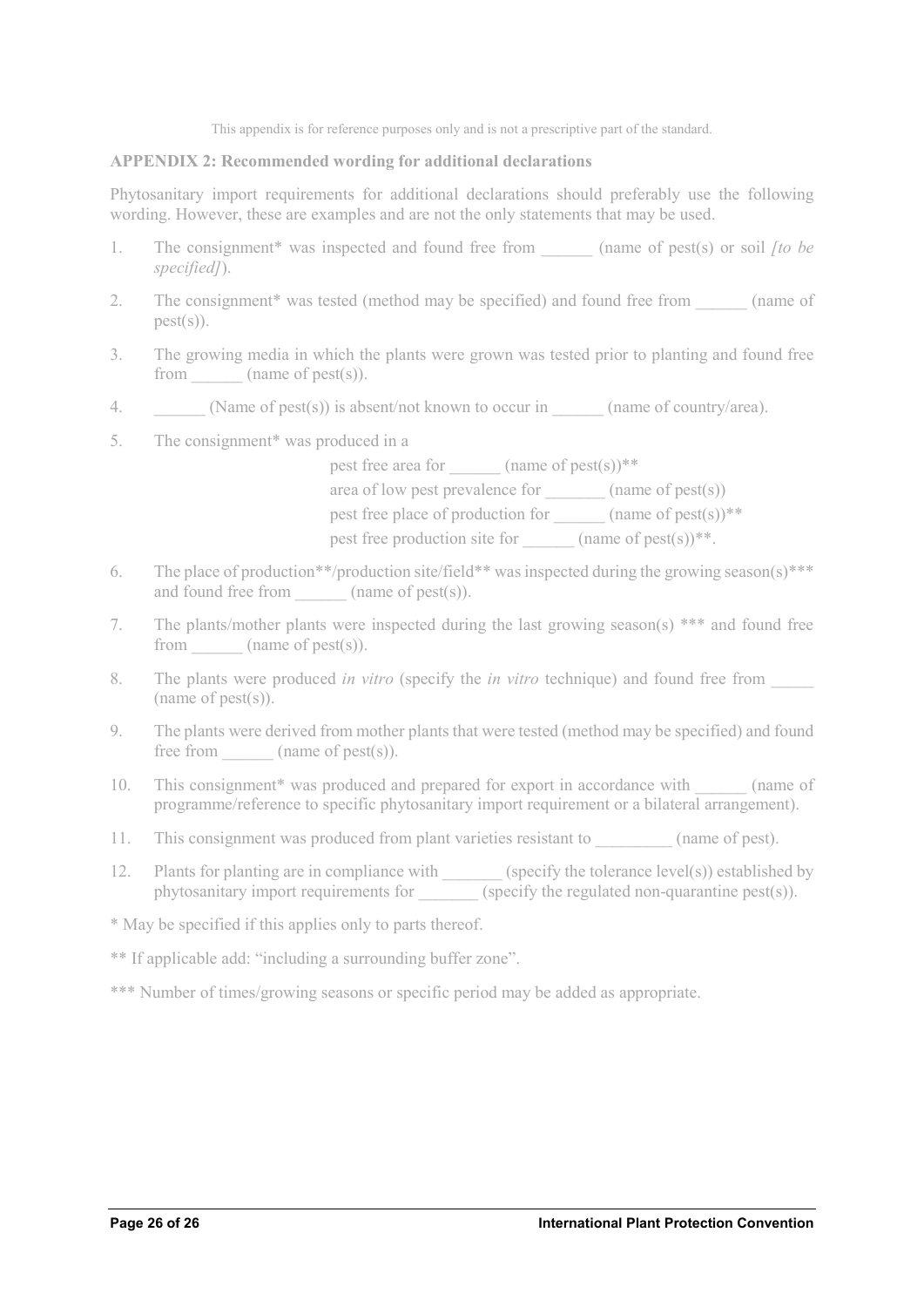This appendix is for reference purposes only and is not a prescriptive part of the standard.

## APPENDIX 2: Recommended wording for additional declarations

Phytosanitary import requirements for additional declarations should preferably use the following wording. However, these are examples and are not the only statements that may be used.

1. The consignment* was inspected and found free from ______ (name of pest(s) or soil *[to be specified]*).
2. The consignment* was tested (method may be specified) and found free from ______ (name of pest(s)).
3. The growing media in which the plants were grown was tested prior to planting and found free from ______ (name of pest(s)).
4. ______ (Name of pest(s)) is absent/not known to occur in ______ (name of country/area).
5. The consignment* was produced in a

   pest free area for ______ (name of pest(s))**
   area of low pest prevalence for _______ (name of pest(s))
   pest free place of production for ______ (name of pest(s))**
   pest free production site for ______ (name of pest(s))**.

6. The place of production**/production site/field** was inspected during the growing season(s)*** and found free from ______ (name of pest(s)).
7. The plants/mother plants were inspected during the last growing season(s) *** and found free from ______ (name of pest(s)).
8. The plants were produced *in vitro* (specify the *in vitro* technique) and found free from _____ (name of pest(s)).
9. The plants were derived from mother plants that were tested (method may be specified) and found free from ______ (name of pest(s)).
10. This consignment* was produced and prepared for export in accordance with ______ (name of programme/reference to specific phytosanitary import requirement or a bilateral arrangement).
11. This consignment was produced from plant varieties resistant to _________ (name of pest).
12. Plants for planting are in compliance with _______ (specify the tolerance level(s)) established by phytosanitary import requirements for _______ (specify the regulated non-quarantine pest(s)).

\* May be specified if this applies only to parts thereof.

\** If applicable add: "including a surrounding buffer zone".

\*** Number of times/growing seasons or specific period may be added as appropriate.